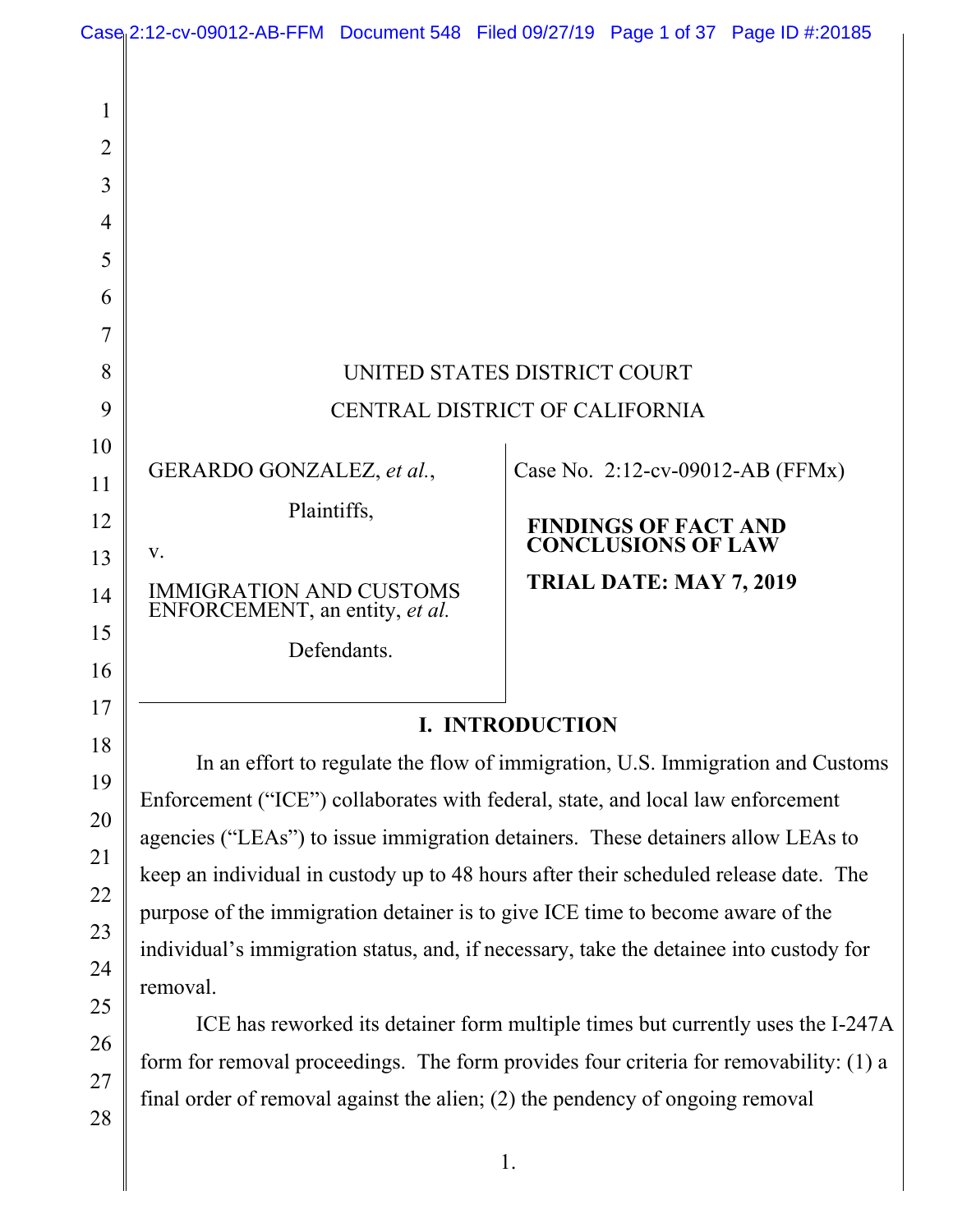UNITED STATES DISTRICT COURT
CENTRAL DISTRICT OF CALIFORNIA

| | |
|---|---|
| GERARDO GONZALEZ, *et al.*,<br><br>Plaintiffs,<br><br>v.<br><br>IMMIGRATION AND CUSTOMS ENFORCEMENT, an entity, *et al.*<br><br>Defendants. | Case No. 2:12-cv-09012-AB (FFMx)<br><br>**FINDINGS OF FACT AND CONCLUSIONS OF LAW**<br><br>**TRIAL DATE: MAY 7, 2019** |

## I. INTRODUCTION

In an effort to regulate the flow of immigration, U.S. Immigration and Customs Enforcement ("ICE") collaborates with federal, state, and local law enforcement agencies ("LEAs") to issue immigration detainers. These detainers allow LEAs to keep an individual in custody up to 48 hours after their scheduled release date. The purpose of the immigration detainer is to give ICE time to become aware of the individual's immigration status, and, if necessary, take the detainee into custody for removal.

ICE has reworked its detainer form multiple times but currently uses the I-247A form for removal proceedings. The form provides four criteria for removability: (1) a final order of removal against the alien; (2) the pendency of ongoing removal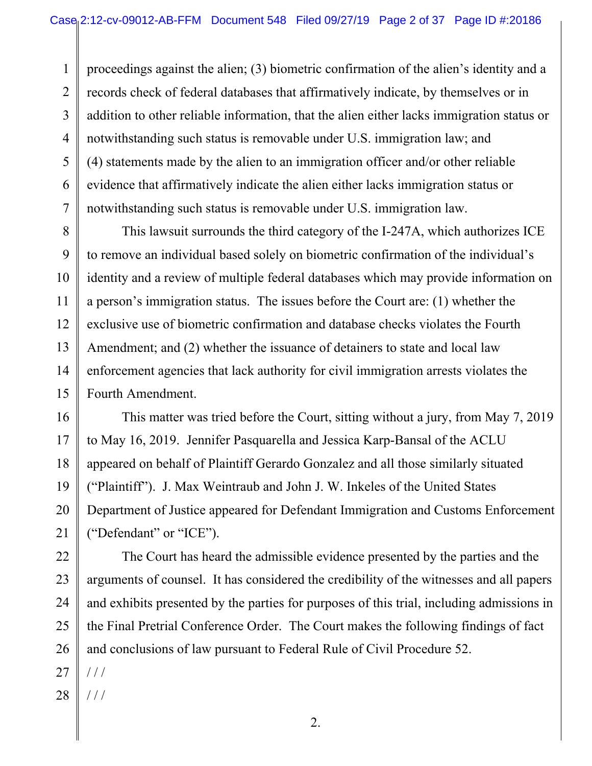proceedings against the alien; (3) biometric confirmation of the alien's identity and a records check of federal databases that affirmatively indicate, by themselves or in addition to other reliable information, that the alien either lacks immigration status or notwithstanding such status is removable under U.S. immigration law; and (4) statements made by the alien to an immigration officer and/or other reliable evidence that affirmatively indicate the alien either lacks immigration status or notwithstanding such status is removable under U.S. immigration law.

This lawsuit surrounds the third category of the I-247A, which authorizes ICE to remove an individual based solely on biometric confirmation of the individual's identity and a review of multiple federal databases which may provide information on a person's immigration status. The issues before the Court are: (1) whether the exclusive use of biometric confirmation and database checks violates the Fourth Amendment; and (2) whether the issuance of detainers to state and local law enforcement agencies that lack authority for civil immigration arrests violates the Fourth Amendment.

This matter was tried before the Court, sitting without a jury, from May 7, 2019 to May 16, 2019. Jennifer Pasquarella and Jessica Karp-Bansal of the ACLU appeared on behalf of Plaintiff Gerardo Gonzalez and all those similarly situated ("Plaintiff"). J. Max Weintraub and John J. W. Inkeles of the United States Department of Justice appeared for Defendant Immigration and Customs Enforcement ("Defendant" or "ICE").

The Court has heard the admissible evidence presented by the parties and the arguments of counsel. It has considered the credibility of the witnesses and all papers and exhibits presented by the parties for purposes of this trial, including admissions in the Final Pretrial Conference Order. The Court makes the following findings of fact and conclusions of law pursuant to Federal Rule of Civil Procedure 52.

/ / /

/ / /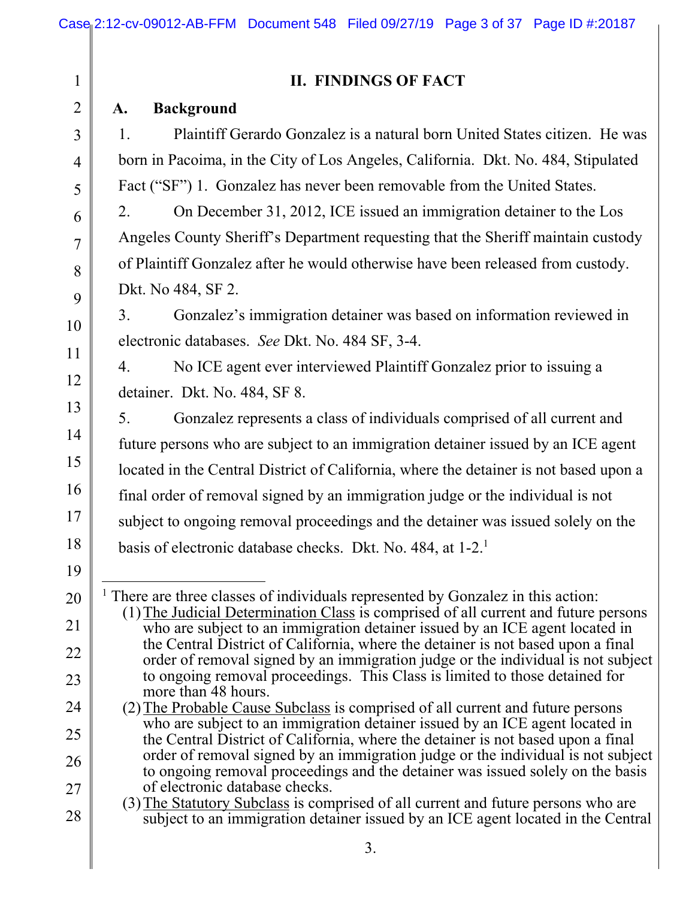## II. FINDINGS OF FACT

### A. Background

1. Plaintiff Gerardo Gonzalez is a natural born United States citizen. He was born in Pacoima, in the City of Los Angeles, California. Dkt. No. 484, Stipulated Fact ("SF") 1. Gonzalez has never been removable from the United States.

2. On December 31, 2012, ICE issued an immigration detainer to the Los Angeles County Sheriff's Department requesting that the Sheriff maintain custody of Plaintiff Gonzalez after he would otherwise have been released from custody. Dkt. No 484, SF 2.

3. Gonzalez's immigration detainer was based on information reviewed in electronic databases. *See* Dkt. No. 484 SF, 3-4.

4. No ICE agent ever interviewed Plaintiff Gonzalez prior to issuing a detainer. Dkt. No. 484, SF 8.

5. Gonzalez represents a class of individuals comprised of all current and future persons who are subject to an immigration detainer issued by an ICE agent located in the Central District of California, where the detainer is not based upon a final order of removal signed by an immigration judge or the individual is not subject to ongoing removal proceedings and the detainer was issued solely on the basis of electronic database checks. Dkt. No. 484, at 1-2.[1]

---

[1] There are three classes of individuals represented by Gonzalez in this action:

(1) The Judicial Determination Class is comprised of all current and future persons who are subject to an immigration detainer issued by an ICE agent located in the Central District of California, where the detainer is not based upon a final order of removal signed by an immigration judge or the individual is not subject to ongoing removal proceedings. This Class is limited to those detained for more than 48 hours.

(2) The Probable Cause Subclass is comprised of all current and future persons who are subject to an immigration detainer issued by an ICE agent located in the Central District of California, where the detainer is not based upon a final order of removal signed by an immigration judge or the individual is not subject to ongoing removal proceedings and the detainer was issued solely on the basis of electronic database checks.

(3) The Statutory Subclass is comprised of all current and future persons who are subject to an immigration detainer issued by an ICE agent located in the Central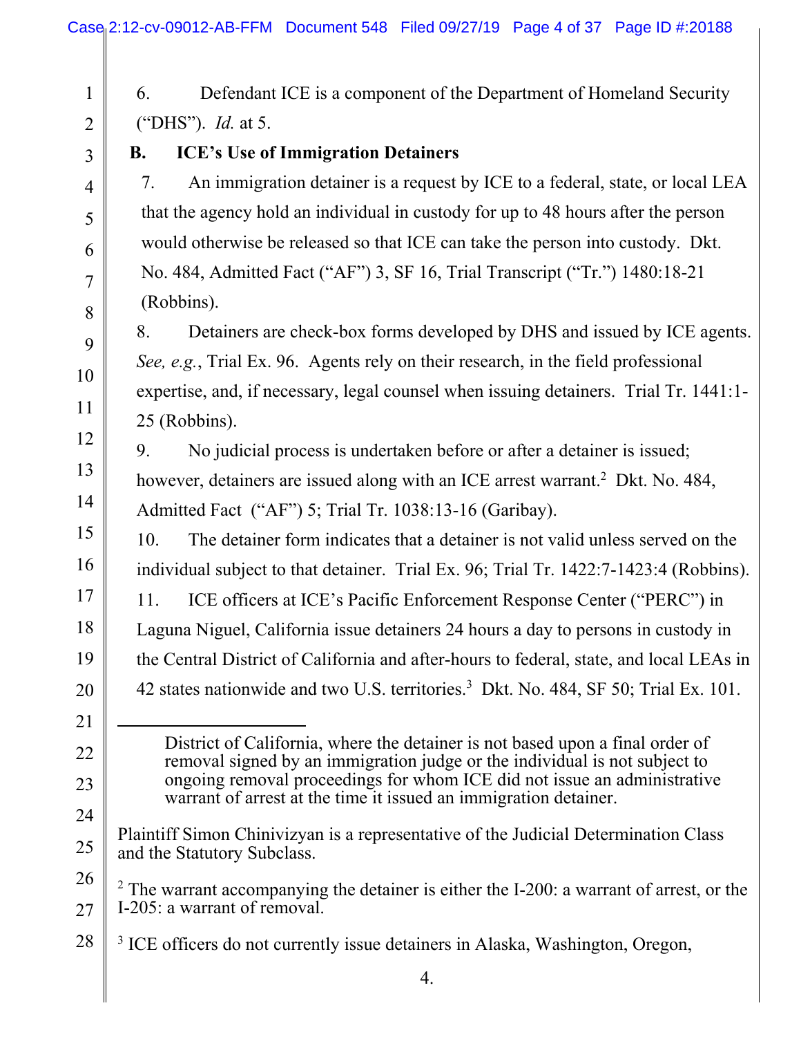6. Defendant ICE is a component of the Department of Homeland Security ("DHS"). *Id.* at 5.

**B. ICE's Use of Immigration Detainers**

7. An immigration detainer is a request by ICE to a federal, state, or local LEA that the agency hold an individual in custody for up to 48 hours after the person would otherwise be released so that ICE can take the person into custody. Dkt. No. 484, Admitted Fact ("AF") 3, SF 16, Trial Transcript ("Tr.") 1480:18-21 (Robbins).

8. Detainers are check-box forms developed by DHS and issued by ICE agents. *See, e.g.*, Trial Ex. 96. Agents rely on their research, in the field professional expertise, and, if necessary, legal counsel when issuing detainers. Trial Tr. 1441:1-25 (Robbins).

9. No judicial process is undertaken before or after a detainer is issued; however, detainers are issued along with an ICE arrest warrant.[2] Dkt. No. 484, Admitted Fact ("AF") 5; Trial Tr. 1038:13-16 (Garibay).

10. The detainer form indicates that a detainer is not valid unless served on the individual subject to that detainer. Trial Ex. 96; Trial Tr. 1422:7-1423:4 (Robbins).

11. ICE officers at ICE's Pacific Enforcement Response Center ("PERC") in Laguna Niguel, California issue detainers 24 hours a day to persons in custody in the Central District of California and after-hours to federal, state, and local LEAs in 42 states nationwide and two U.S. territories.[3] Dkt. No. 484, SF 50; Trial Ex. 101.

---

> District of California, where the detainer is not based upon a final order of removal signed by an immigration judge or the individual is not subject to ongoing removal proceedings for whom ICE did not issue an administrative warrant of arrest at the time it issued an immigration detainer.

Plaintiff Simon Chinivizyan is a representative of the Judicial Determination Class and the Statutory Subclass.

[2] The warrant accompanying the detainer is either the I-200: a warrant of arrest, or the I-205: a warrant of removal.

[3] ICE officers do not currently issue detainers in Alaska, Washington, Oregon,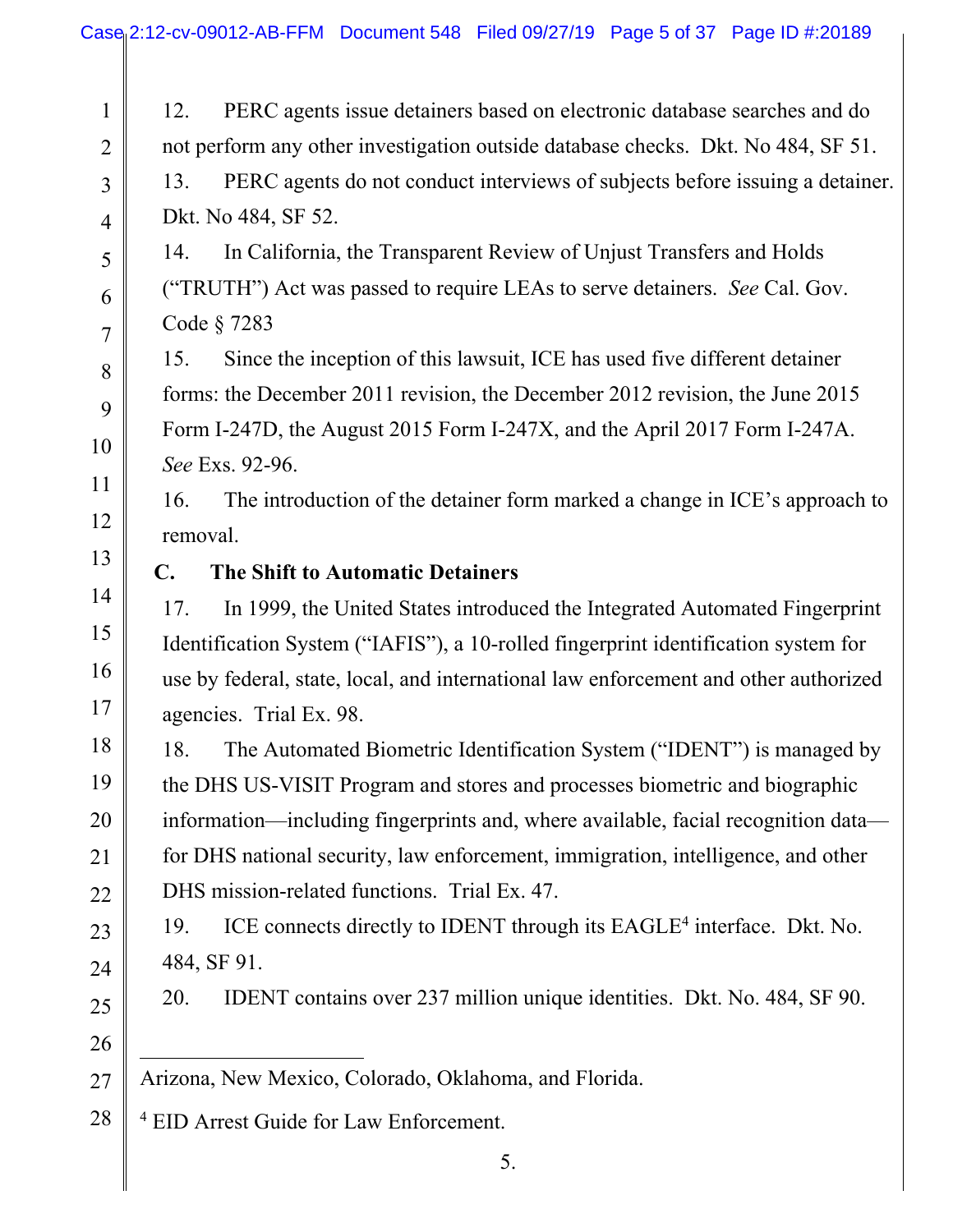12. PERC agents issue detainers based on electronic database searches and do not perform any other investigation outside database checks. Dkt. No 484, SF 51.

13. PERC agents do not conduct interviews of subjects before issuing a detainer. Dkt. No 484, SF 52.

14. In California, the Transparent Review of Unjust Transfers and Holds ("TRUTH") Act was passed to require LEAs to serve detainers. *See* Cal. Gov. Code § 7283

15. Since the inception of this lawsuit, ICE has used five different detainer forms: the December 2011 revision, the December 2012 revision, the June 2015 Form I-247D, the August 2015 Form I-247X, and the April 2017 Form I-247A. *See* Exs. 92-96.

16. The introduction of the detainer form marked a change in ICE's approach to removal.

### C. The Shift to Automatic Detainers

17. In 1999, the United States introduced the Integrated Automated Fingerprint Identification System ("IAFIS"), a 10-rolled fingerprint identification system for use by federal, state, local, and international law enforcement and other authorized agencies. Trial Ex. 98.

18. The Automated Biometric Identification System ("IDENT") is managed by the DHS US-VISIT Program and stores and processes biometric and biographic information—including fingerprints and, where available, facial recognition data—for DHS national security, law enforcement, immigration, intelligence, and other DHS mission-related functions. Trial Ex. 47.

19. ICE connects directly to IDENT through its EAGLE[4] interface. Dkt. No. 484, SF 91.

20. IDENT contains over 237 million unique identities. Dkt. No. 484, SF 90.

---

Arizona, New Mexico, Colorado, Oklahoma, and Florida.

[4] EID Arrest Guide for Law Enforcement.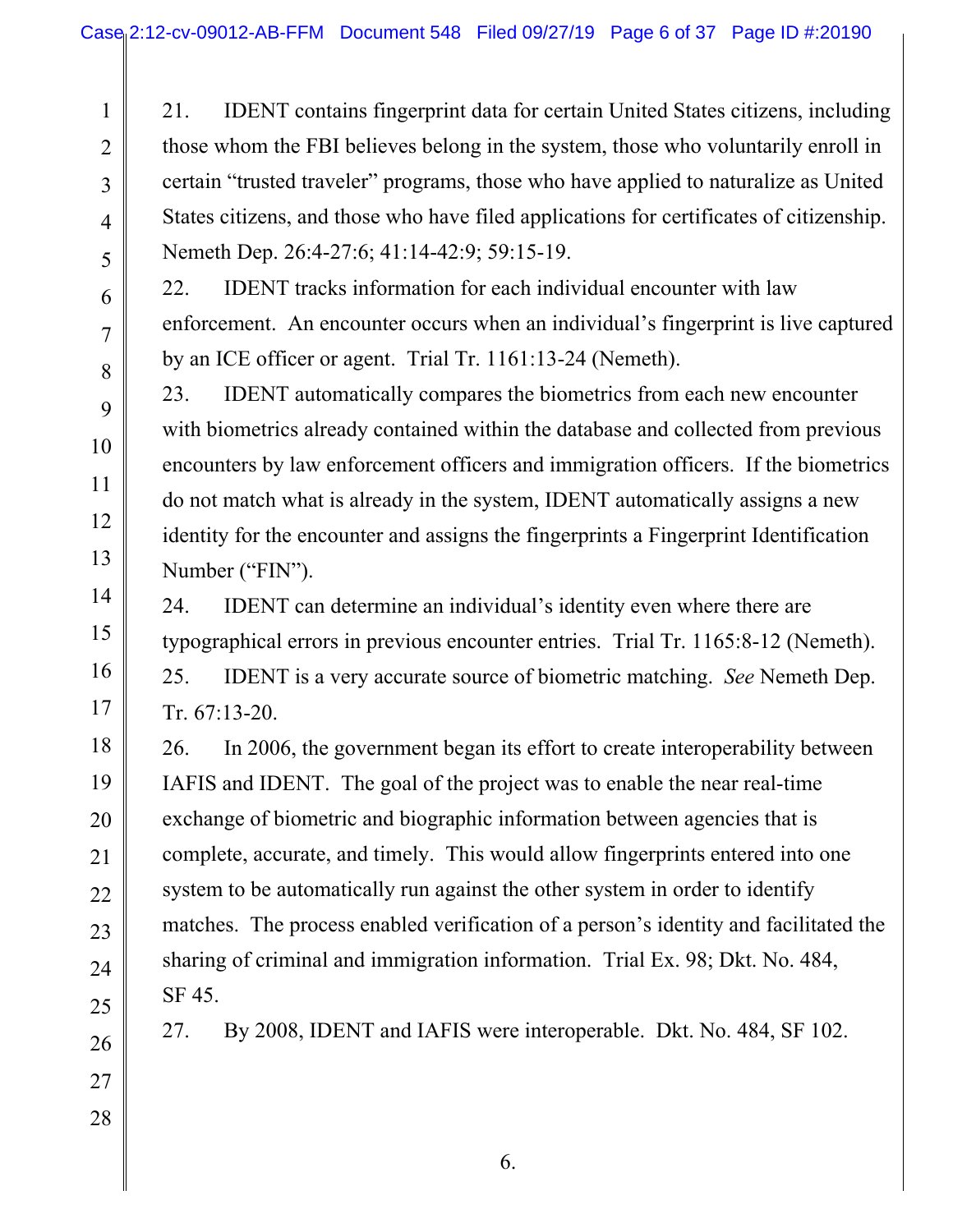21. IDENT contains fingerprint data for certain United States citizens, including those whom the FBI believes belong in the system, those who voluntarily enroll in certain "trusted traveler" programs, those who have applied to naturalize as United States citizens, and those who have filed applications for certificates of citizenship. Nemeth Dep. 26:4-27:6; 41:14-42:9; 59:15-19.

22. IDENT tracks information for each individual encounter with law enforcement. An encounter occurs when an individual's fingerprint is live captured by an ICE officer or agent. Trial Tr. 1161:13-24 (Nemeth).

23. IDENT automatically compares the biometrics from each new encounter with biometrics already contained within the database and collected from previous encounters by law enforcement officers and immigration officers. If the biometrics do not match what is already in the system, IDENT automatically assigns a new identity for the encounter and assigns the fingerprints a Fingerprint Identification Number ("FIN").

24. IDENT can determine an individual's identity even where there are typographical errors in previous encounter entries. Trial Tr. 1165:8-12 (Nemeth).

25. IDENT is a very accurate source of biometric matching. *See* Nemeth Dep. Tr. 67:13-20.

26. In 2006, the government began its effort to create interoperability between IAFIS and IDENT. The goal of the project was to enable the near real-time exchange of biometric and biographic information between agencies that is complete, accurate, and timely. This would allow fingerprints entered into one system to be automatically run against the other system in order to identify matches. The process enabled verification of a person's identity and facilitated the sharing of criminal and immigration information. Trial Ex. 98; Dkt. No. 484, SF 45.

27. By 2008, IDENT and IAFIS were interoperable. Dkt. No. 484, SF 102.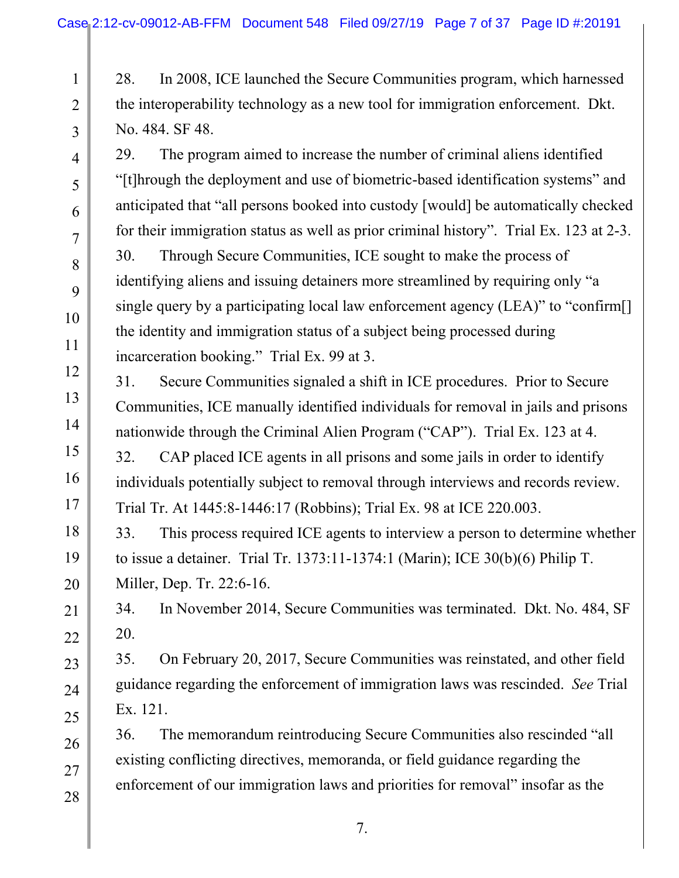28. In 2008, ICE launched the Secure Communities program, which harnessed the interoperability technology as a new tool for immigration enforcement. Dkt. No. 484. SF 48.

29. The program aimed to increase the number of criminal aliens identified "[t]hrough the deployment and use of biometric-based identification systems" and anticipated that "all persons booked into custody [would] be automatically checked for their immigration status as well as prior criminal history". Trial Ex. 123 at 2-3.

30. Through Secure Communities, ICE sought to make the process of identifying aliens and issuing detainers more streamlined by requiring only "a single query by a participating local law enforcement agency (LEA)" to "confirm[] the identity and immigration status of a subject being processed during incarceration booking." Trial Ex. 99 at 3.

31. Secure Communities signaled a shift in ICE procedures. Prior to Secure Communities, ICE manually identified individuals for removal in jails and prisons nationwide through the Criminal Alien Program ("CAP"). Trial Ex. 123 at 4.

32. CAP placed ICE agents in all prisons and some jails in order to identify individuals potentially subject to removal through interviews and records review. Trial Tr. At 1445:8-1446:17 (Robbins); Trial Ex. 98 at ICE 220.003.

33. This process required ICE agents to interview a person to determine whether to issue a detainer. Trial Tr. 1373:11-1374:1 (Marin); ICE 30(b)(6) Philip T. Miller, Dep. Tr. 22:6-16.

34. In November 2014, Secure Communities was terminated. Dkt. No. 484, SF 20.

35. On February 20, 2017, Secure Communities was reinstated, and other field guidance regarding the enforcement of immigration laws was rescinded. *See* Trial Ex. 121.

36. The memorandum reintroducing Secure Communities also rescinded "all existing conflicting directives, memoranda, or field guidance regarding the enforcement of our immigration laws and priorities for removal" insofar as the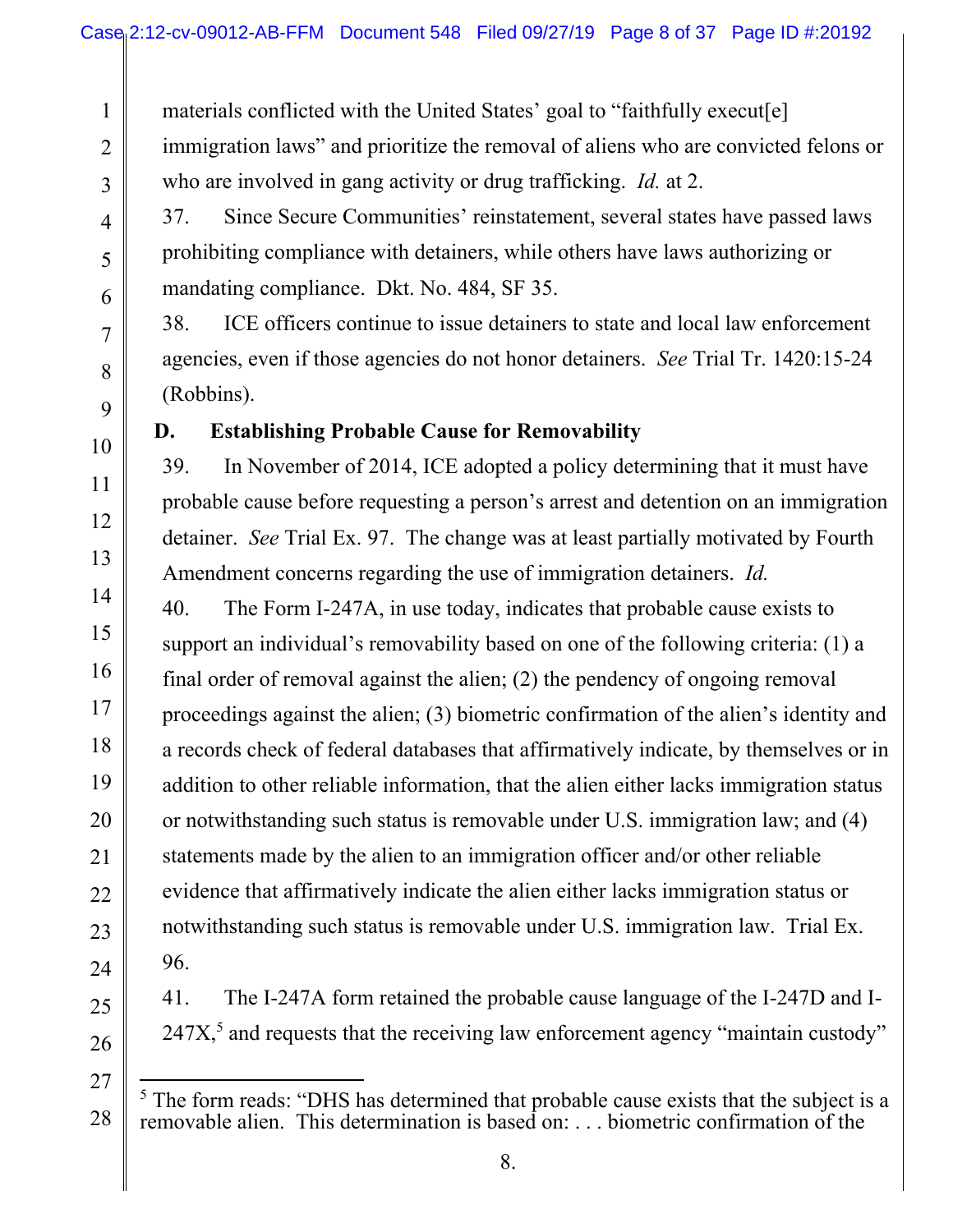materials conflicted with the United States' goal to "faithfully execut[e] immigration laws" and prioritize the removal of aliens who are convicted felons or who are involved in gang activity or drug trafficking. *Id.* at 2.

37. Since Secure Communities' reinstatement, several states have passed laws prohibiting compliance with detainers, while others have laws authorizing or mandating compliance. Dkt. No. 484, SF 35.

38. ICE officers continue to issue detainers to state and local law enforcement agencies, even if those agencies do not honor detainers. *See* Trial Tr. 1420:15-24 (Robbins).

### D. Establishing Probable Cause for Removability

39. In November of 2014, ICE adopted a policy determining that it must have probable cause before requesting a person's arrest and detention on an immigration detainer. *See* Trial Ex. 97. The change was at least partially motivated by Fourth Amendment concerns regarding the use of immigration detainers. *Id.*

40. The Form I-247A, in use today, indicates that probable cause exists to support an individual's removability based on one of the following criteria: (1) a final order of removal against the alien; (2) the pendency of ongoing removal proceedings against the alien; (3) biometric confirmation of the alien's identity and a records check of federal databases that affirmatively indicate, by themselves or in addition to other reliable information, that the alien either lacks immigration status or notwithstanding such status is removable under U.S. immigration law; and (4) statements made by the alien to an immigration officer and/or other reliable evidence that affirmatively indicate the alien either lacks immigration status or notwithstanding such status is removable under U.S. immigration law. Trial Ex. 96.

41. The I-247A form retained the probable cause language of the I-247D and I-247X,[5] and requests that the receiving law enforcement agency "maintain custody"

---

[5] The form reads: "DHS has determined that probable cause exists that the subject is a removable alien. This determination is based on: . . . biometric confirmation of the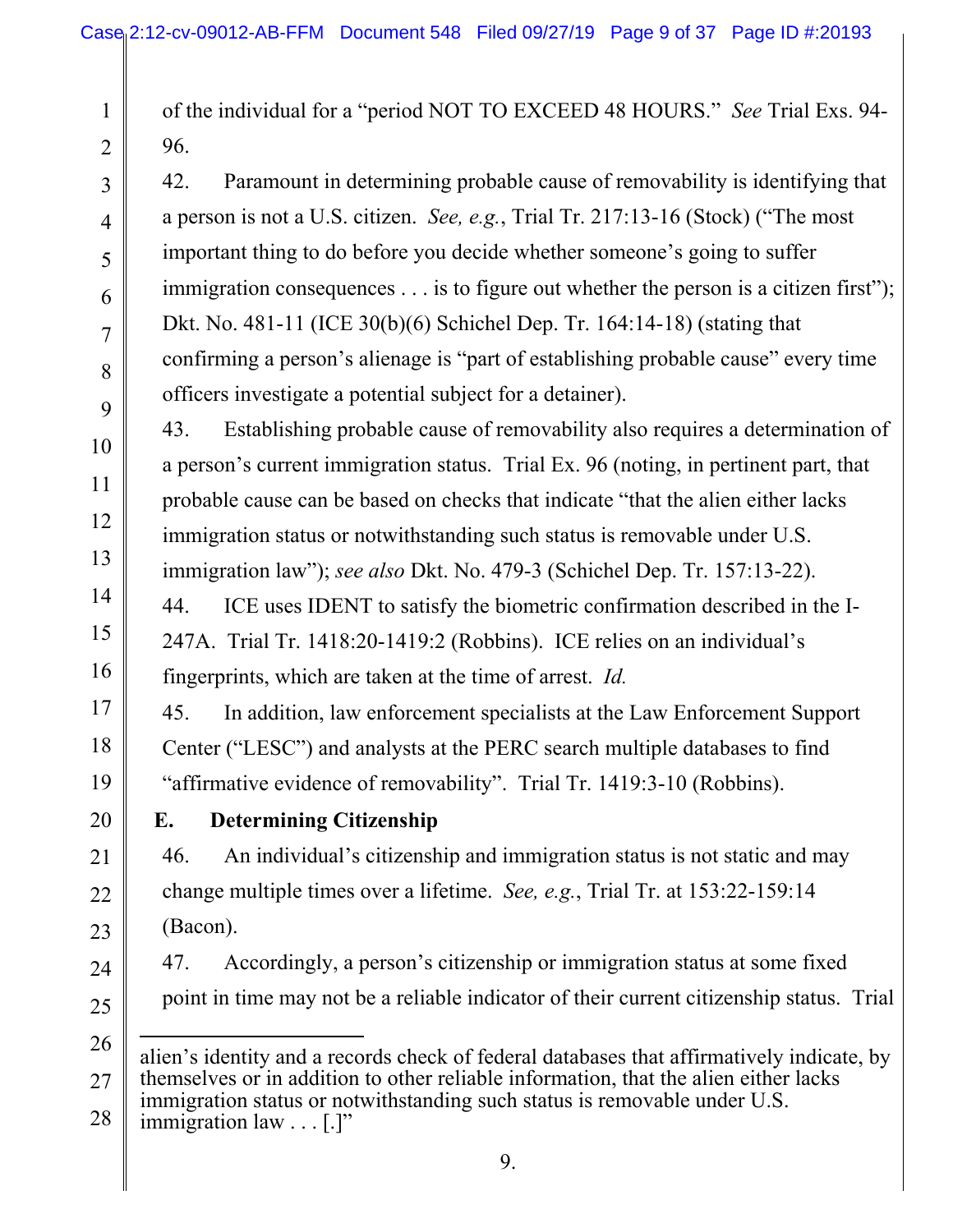of the individual for a "period NOT TO EXCEED 48 HOURS." *See* Trial Exs. 94-96.

42. Paramount in determining probable cause of removability is identifying that a person is not a U.S. citizen. *See, e.g.*, Trial Tr. 217:13-16 (Stock) ("The most important thing to do before you decide whether someone's going to suffer immigration consequences . . . is to figure out whether the person is a citizen first"); Dkt. No. 481-11 (ICE 30(b)(6) Schichel Dep. Tr. 164:14-18) (stating that confirming a person's alienage is "part of establishing probable cause" every time officers investigate a potential subject for a detainer).

43. Establishing probable cause of removability also requires a determination of a person's current immigration status. Trial Ex. 96 (noting, in pertinent part, that probable cause can be based on checks that indicate "that the alien either lacks immigration status or notwithstanding such status is removable under U.S. immigration law"); *see also* Dkt. No. 479-3 (Schichel Dep. Tr. 157:13-22).

44. ICE uses IDENT to satisfy the biometric confirmation described in the I-247A. Trial Tr. 1418:20-1419:2 (Robbins). ICE relies on an individual's fingerprints, which are taken at the time of arrest. *Id.*

45. In addition, law enforcement specialists at the Law Enforcement Support Center ("LESC") and analysts at the PERC search multiple databases to find "affirmative evidence of removability". Trial Tr. 1419:3-10 (Robbins).

## E. Determining Citizenship

46. An individual's citizenship and immigration status is not static and may change multiple times over a lifetime. *See, e.g.*, Trial Tr. at 153:22-159:14 (Bacon).

47. Accordingly, a person's citizenship or immigration status at some fixed point in time may not be a reliable indicator of their current citizenship status. Trial

---

alien's identity and a records check of federal databases that affirmatively indicate, by themselves or in addition to other reliable information, that the alien either lacks immigration status or notwithstanding such status is removable under U.S. immigration law . . . [.]"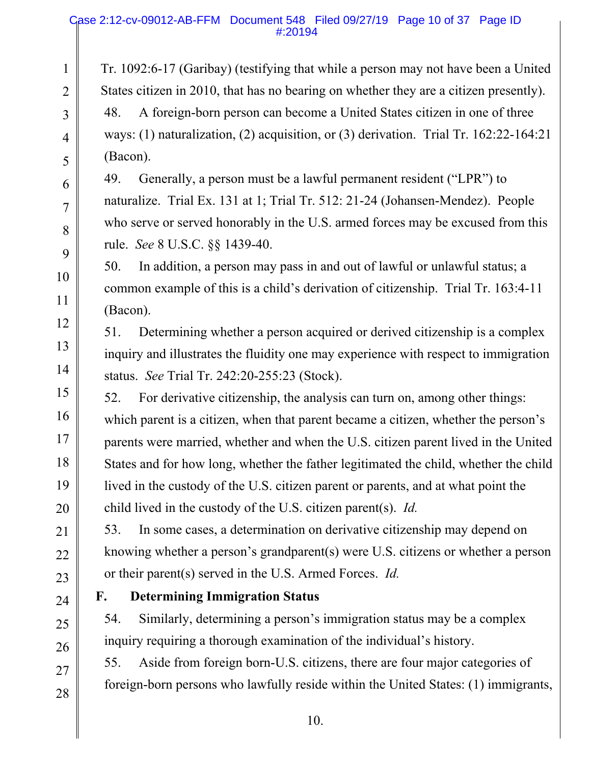Tr. 1092:6-17 (Garibay) (testifying that while a person may not have been a United States citizen in 2010, that has no bearing on whether they are a citizen presently).

48. A foreign-born person can become a United States citizen in one of three ways: (1) naturalization, (2) acquisition, or (3) derivation. Trial Tr. 162:22-164:21 (Bacon).

49. Generally, a person must be a lawful permanent resident ("LPR") to naturalize. Trial Ex. 131 at 1; Trial Tr. 512: 21-24 (Johansen-Mendez). People who serve or served honorably in the U.S. armed forces may be excused from this rule. *See* 8 U.S.C. §§ 1439-40.

50. In addition, a person may pass in and out of lawful or unlawful status; a common example of this is a child's derivation of citizenship. Trial Tr. 163:4-11 (Bacon).

51. Determining whether a person acquired or derived citizenship is a complex inquiry and illustrates the fluidity one may experience with respect to immigration status. *See* Trial Tr. 242:20-255:23 (Stock).

52. For derivative citizenship, the analysis can turn on, among other things: which parent is a citizen, when that parent became a citizen, whether the person's parents were married, whether and when the U.S. citizen parent lived in the United States and for how long, whether the father legitimated the child, whether the child lived in the custody of the U.S. citizen parent or parents, and at what point the child lived in the custody of the U.S. citizen parent(s). *Id.*

53. In some cases, a determination on derivative citizenship may depend on knowing whether a person's grandparent(s) were U.S. citizens or whether a person or their parent(s) served in the U.S. Armed Forces. *Id.*

## F. Determining Immigration Status

54. Similarly, determining a person's immigration status may be a complex inquiry requiring a thorough examination of the individual's history.

55. Aside from foreign born-U.S. citizens, there are four major categories of foreign-born persons who lawfully reside within the United States: (1) immigrants,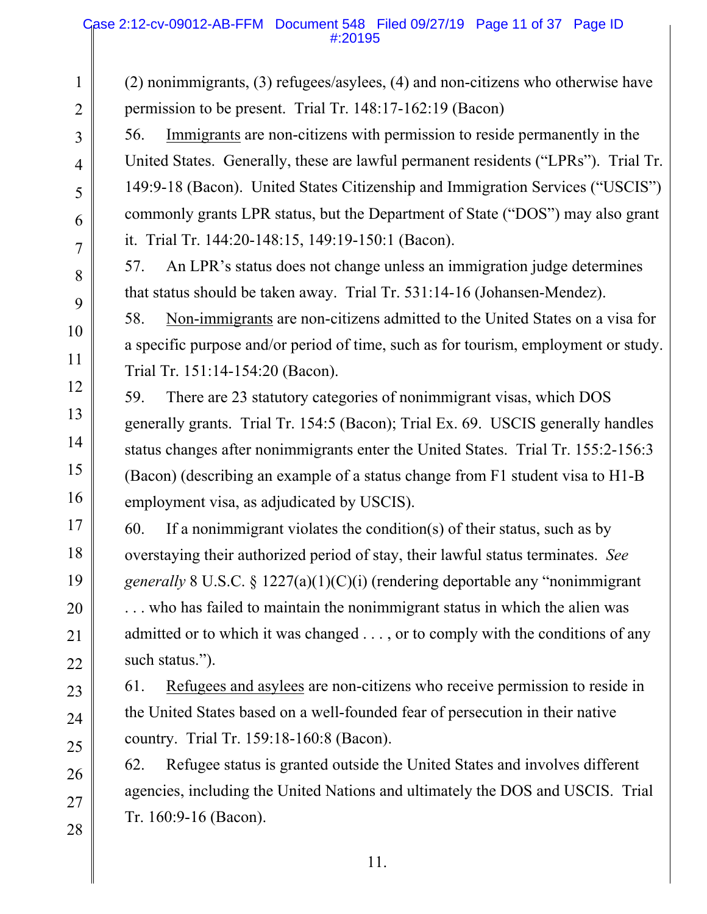(2) nonimmigrants, (3) refugees/asylees, (4) and non-citizens who otherwise have permission to be present. Trial Tr. 148:17-162:19 (Bacon)

56. Immigrants are non-citizens with permission to reside permanently in the United States. Generally, these are lawful permanent residents ("LPRs"). Trial Tr. 149:9-18 (Bacon). United States Citizenship and Immigration Services ("USCIS") commonly grants LPR status, but the Department of State ("DOS") may also grant it. Trial Tr. 144:20-148:15, 149:19-150:1 (Bacon).

57. An LPR's status does not change unless an immigration judge determines that status should be taken away. Trial Tr. 531:14-16 (Johansen-Mendez).

58. Non-immigrants are non-citizens admitted to the United States on a visa for a specific purpose and/or period of time, such as for tourism, employment or study. Trial Tr. 151:14-154:20 (Bacon).

59. There are 23 statutory categories of nonimmigrant visas, which DOS generally grants. Trial Tr. 154:5 (Bacon); Trial Ex. 69. USCIS generally handles status changes after nonimmigrants enter the United States. Trial Tr. 155:2-156:3 (Bacon) (describing an example of a status change from F1 student visa to H1-B employment visa, as adjudicated by USCIS).

60. If a nonimmigrant violates the condition(s) of their status, such as by overstaying their authorized period of stay, their lawful status terminates. *See generally* 8 U.S.C. § 1227(a)(1)(C)(i) (rendering deportable any "nonimmigrant . . . who has failed to maintain the nonimmigrant status in which the alien was admitted or to which it was changed . . . , or to comply with the conditions of any such status.").

61. Refugees and asylees are non-citizens who receive permission to reside in the United States based on a well-founded fear of persecution in their native country. Trial Tr. 159:18-160:8 (Bacon).

62. Refugee status is granted outside the United States and involves different agencies, including the United Nations and ultimately the DOS and USCIS. Trial Tr. 160:9-16 (Bacon).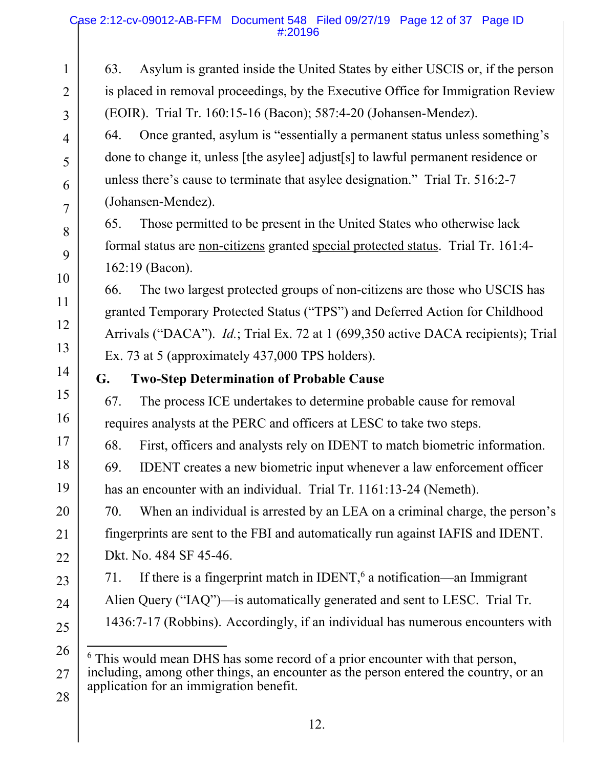63. Asylum is granted inside the United States by either USCIS or, if the person is placed in removal proceedings, by the Executive Office for Immigration Review (EOIR). Trial Tr. 160:15-16 (Bacon); 587:4-20 (Johansen-Mendez).

64. Once granted, asylum is "essentially a permanent status unless something's done to change it, unless [the asylee] adjust[s] to lawful permanent residence or unless there's cause to terminate that asylee designation." Trial Tr. 516:2-7 (Johansen-Mendez).

65. Those permitted to be present in the United States who otherwise lack formal status are <u>non-citizens</u> granted <u>special protected status</u>. Trial Tr. 161:4-162:19 (Bacon).

66. The two largest protected groups of non-citizens are those who USCIS has granted Temporary Protected Status ("TPS") and Deferred Action for Childhood Arrivals ("DACA"). *Id.*; Trial Ex. 72 at 1 (699,350 active DACA recipients); Trial Ex. 73 at 5 (approximately 437,000 TPS holders).

### G. Two-Step Determination of Probable Cause

67. The process ICE undertakes to determine probable cause for removal requires analysts at the PERC and officers at LESC to take two steps.

68. First, officers and analysts rely on IDENT to match biometric information.

69. IDENT creates a new biometric input whenever a law enforcement officer has an encounter with an individual. Trial Tr. 1161:13-24 (Nemeth).

70. When an individual is arrested by an LEA on a criminal charge, the person's fingerprints are sent to the FBI and automatically run against IAFIS and IDENT. Dkt. No. 484 SF 45-46.

71. If there is a fingerprint match in IDENT,[6] a notification—an Immigrant Alien Query ("IAQ")—is automatically generated and sent to LESC. Trial Tr. 1436:7-17 (Robbins). Accordingly, if an individual has numerous encounters with

---

[6] This would mean DHS has some record of a prior encounter with that person, including, among other things, an encounter as the person entered the country, or an application for an immigration benefit.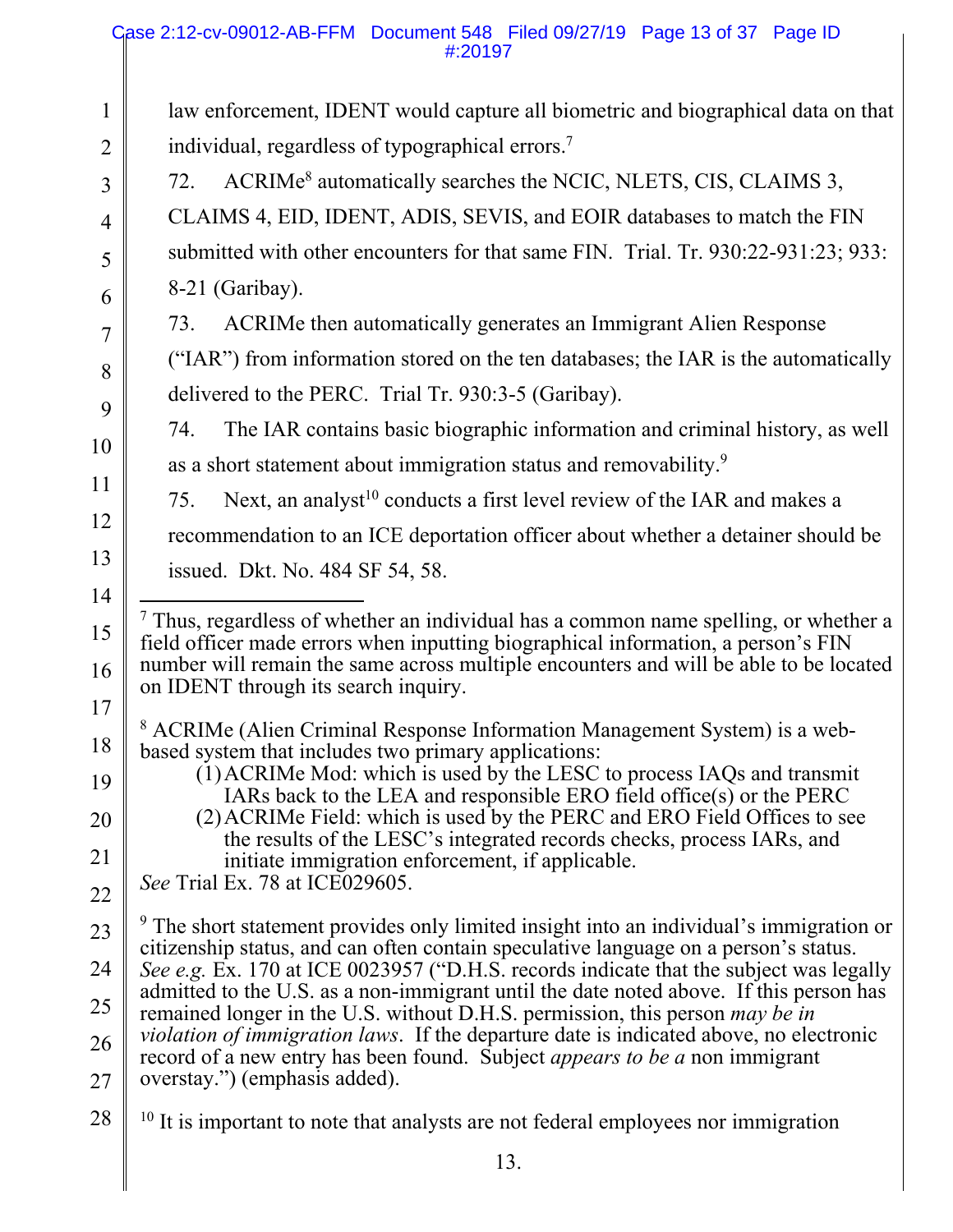law enforcement, IDENT would capture all biometric and biographical data on that individual, regardless of typographical errors.[7]

72. ACRIMe[8] automatically searches the NCIC, NLETS, CIS, CLAIMS 3, CLAIMS 4, EID, IDENT, ADIS, SEVIS, and EOIR databases to match the FIN submitted with other encounters for that same FIN. Trial. Tr. 930:22-931:23; 933: 8-21 (Garibay).

73. ACRIMe then automatically generates an Immigrant Alien Response ("IAR") from information stored on the ten databases; the IAR is the automatically delivered to the PERC. Trial Tr. 930:3-5 (Garibay).

74. The IAR contains basic biographic information and criminal history, as well as a short statement about immigration status and removability.[9]

75. Next, an analyst[10] conducts a first level review of the IAR and makes a recommendation to an ICE deportation officer about whether a detainer should be issued. Dkt. No. 484 SF 54, 58.

---

[7] Thus, regardless of whether an individual has a common name spelling, or whether a field officer made errors when inputting biographical information, a person's FIN number will remain the same across multiple encounters and will be able to be located on IDENT through its search inquiry.

[8] ACRIMe (Alien Criminal Response Information Management System) is a web-based system that includes two primary applications:

1. ACRIMe Mod: which is used by the LESC to process IAQs and transmit IARs back to the LEA and responsible ERO field office(s) or the PERC
2. ACRIMe Field: which is used by the PERC and ERO Field Offices to see the results of the LESC's integrated records checks, process IARs, and initiate immigration enforcement, if applicable.

*See* Trial Ex. 78 at ICE029605.

[9] The short statement provides only limited insight into an individual's immigration or citizenship status, and can often contain speculative language on a person's status. *See e.g.* Ex. 170 at ICE 0023957 ("D.H.S. records indicate that the subject was legally admitted to the U.S. as a non-immigrant until the date noted above. If this person has remained longer in the U.S. without D.H.S. permission, this person *may be in violation of immigration laws*. If the departure date is indicated above, no electronic record of a new entry has been found. Subject *appears to be a* non immigrant overstay.") (emphasis added).

[10] It is important to note that analysts are not federal employees nor immigration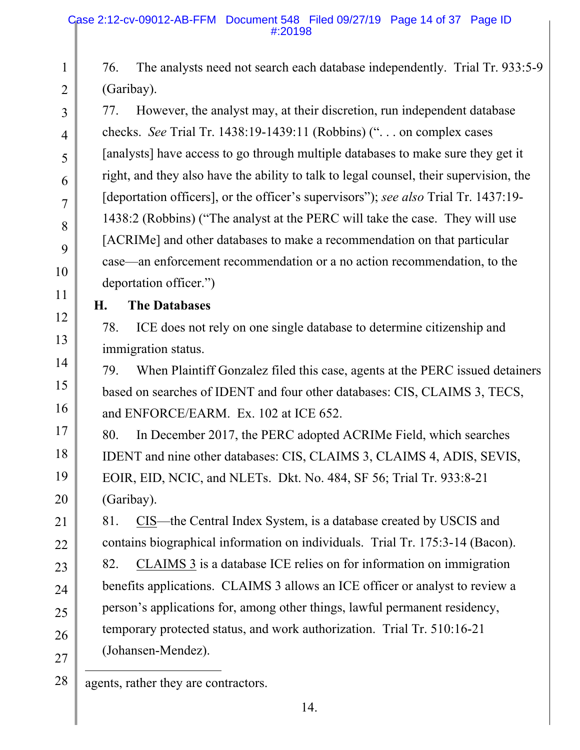76. The analysts need not search each database independently. Trial Tr. 933:5-9 (Garibay).

77. However, the analyst may, at their discretion, run independent database checks. *See* Trial Tr. 1438:19-1439:11 (Robbins) (". . . on complex cases [analysts] have access to go through multiple databases to make sure they get it right, and they also have the ability to talk to legal counsel, their supervision, the [deportation officers], or the officer's supervisors"); *see also* Trial Tr. 1437:19-1438:2 (Robbins) ("The analyst at the PERC will take the case. They will use [ACRIMe] and other databases to make a recommendation on that particular case—an enforcement recommendation or a no action recommendation, to the deportation officer.")

## H. The Databases

78. ICE does not rely on one single database to determine citizenship and immigration status.

79. When Plaintiff Gonzalez filed this case, agents at the PERC issued detainers based on searches of IDENT and four other databases: CIS, CLAIMS 3, TECS, and ENFORCE/EARM. Ex. 102 at ICE 652.

80. In December 2017, the PERC adopted ACRIMe Field, which searches IDENT and nine other databases: CIS, CLAIMS 3, CLAIMS 4, ADIS, SEVIS, EOIR, EID, NCIC, and NLETs. Dkt. No. 484, SF 56; Trial Tr. 933:8-21 (Garibay).

81. CIS—the Central Index System, is a database created by USCIS and contains biographical information on individuals. Trial Tr. 175:3-14 (Bacon).

82. CLAIMS 3 is a database ICE relies on for information on immigration benefits applications. CLAIMS 3 allows an ICE officer or analyst to review a person's applications for, among other things, lawful permanent residency, temporary protected status, and work authorization. Trial Tr. 510:16-21 (Johansen-Mendez).

---

agents, rather they are contractors.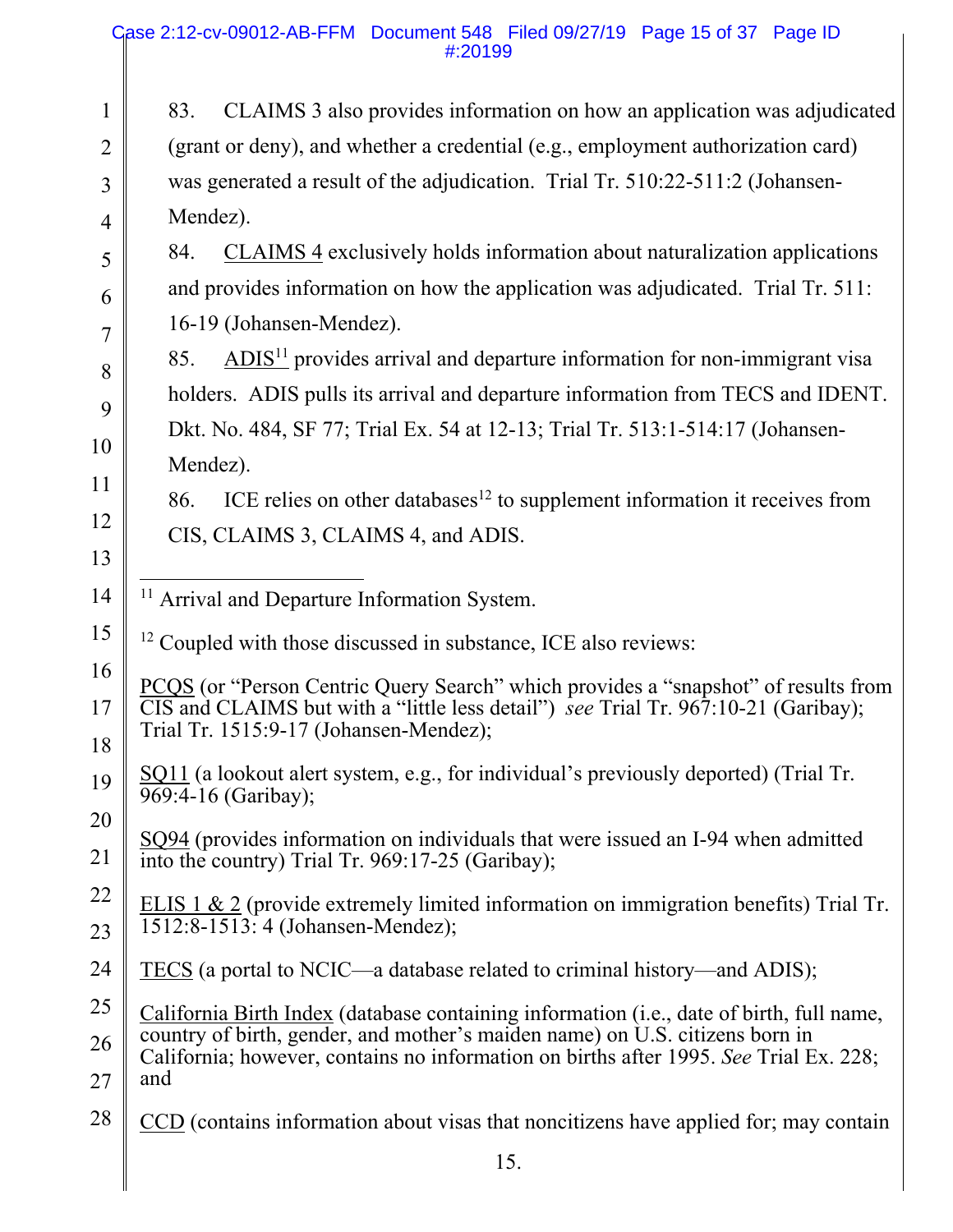83. CLAIMS 3 also provides information on how an application was adjudicated (grant or deny), and whether a credential (e.g., employment authorization card) was generated a result of the adjudication. Trial Tr. 510:22-511:2 (Johansen-Mendez).

84. CLAIMS 4 exclusively holds information about naturalization applications and provides information on how the application was adjudicated. Trial Tr. 511: 16-19 (Johansen-Mendez).

85. ADIS[11] provides arrival and departure information for non-immigrant visa holders. ADIS pulls its arrival and departure information from TECS and IDENT. Dkt. No. 484, SF 77; Trial Ex. 54 at 12-13; Trial Tr. 513:1-514:17 (Johansen-Mendez).

86. ICE relies on other databases[12] to supplement information it receives from CIS, CLAIMS 3, CLAIMS 4, and ADIS.

---

[11] Arrival and Departure Information System.

[12] Coupled with those discussed in substance, ICE also reviews:

PCQS (or "Person Centric Query Search" which provides a "snapshot" of results from CIS and CLAIMS but with a "little less detail") *see* Trial Tr. 967:10-21 (Garibay); Trial Tr. 1515:9-17 (Johansen-Mendez);

SQ11 (a lookout alert system, e.g., for individual's previously deported) (Trial Tr. 969:4-16 (Garibay);

SQ94 (provides information on individuals that were issued an I-94 when admitted into the country) Trial Tr. 969:17-25 (Garibay);

ELIS 1 & 2 (provide extremely limited information on immigration benefits) Trial Tr. 1512:8-1513: 4 (Johansen-Mendez);

TECS (a portal to NCIC—a database related to criminal history—and ADIS);

California Birth Index (database containing information (i.e., date of birth, full name, country of birth, gender, and mother's maiden name) on U.S. citizens born in California; however, contains no information on births after 1995. *See* Trial Ex. 228; and

CCD (contains information about visas that noncitizens have applied for; may contain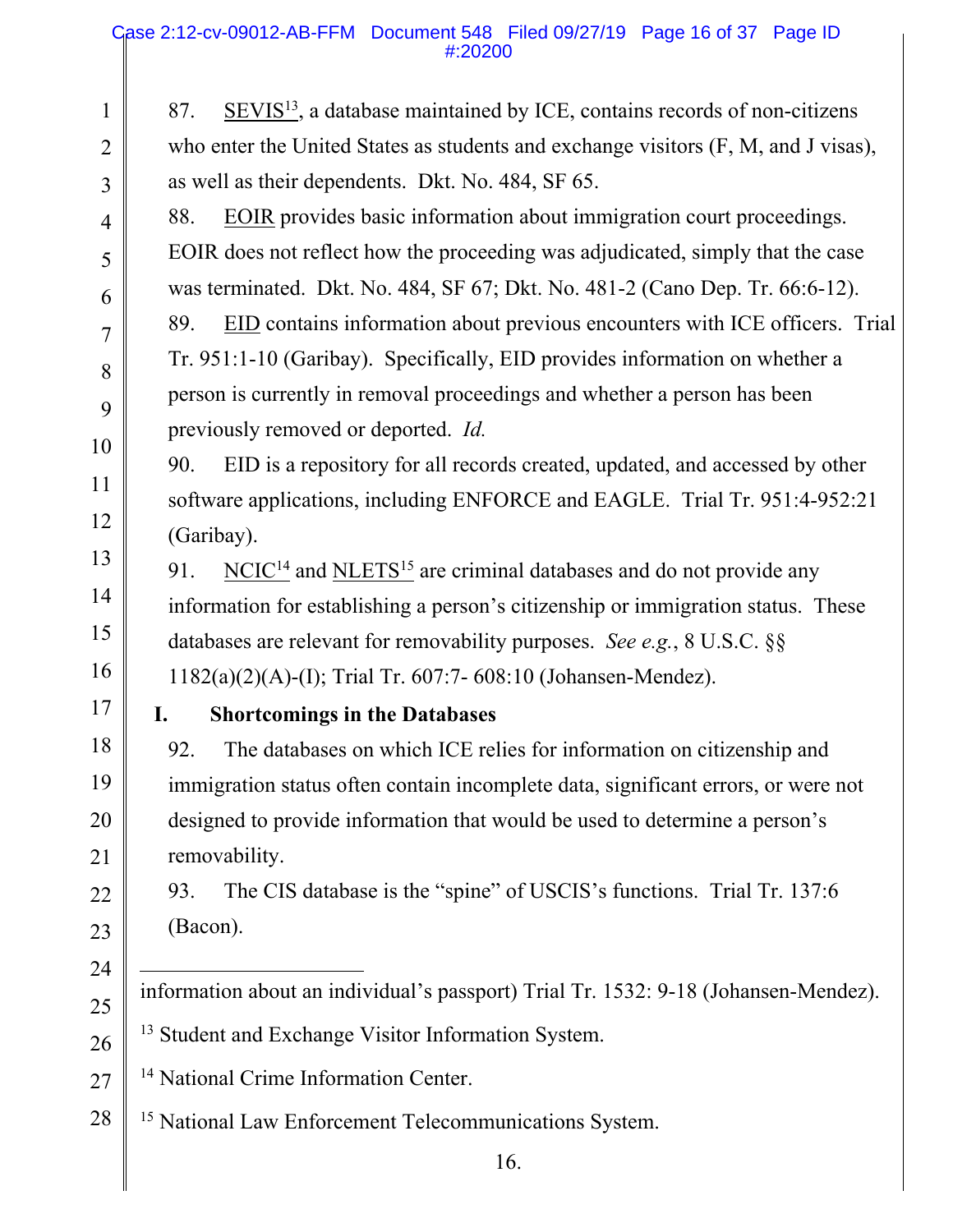87. SEVIS[13], a database maintained by ICE, contains records of non-citizens who enter the United States as students and exchange visitors (F, M, and J visas), as well as their dependents. Dkt. No. 484, SF 65.

88. EOIR provides basic information about immigration court proceedings. EOIR does not reflect how the proceeding was adjudicated, simply that the case was terminated. Dkt. No. 484, SF 67; Dkt. No. 481-2 (Cano Dep. Tr. 66:6-12).

89. EID contains information about previous encounters with ICE officers. Trial Tr. 951:1-10 (Garibay). Specifically, EID provides information on whether a person is currently in removal proceedings and whether a person has been previously removed or deported. *Id.*

90. EID is a repository for all records created, updated, and accessed by other software applications, including ENFORCE and EAGLE. Trial Tr. 951:4-952:21 (Garibay).

91. NCIC[14] and NLETS[15] are criminal databases and do not provide any information for establishing a person's citizenship or immigration status. These databases are relevant for removability purposes. *See e.g.*, 8 U.S.C. §§ 1182(a)(2)(A)-(I); Trial Tr. 607:7- 608:10 (Johansen-Mendez).

## I. Shortcomings in the Databases

92. The databases on which ICE relies for information on citizenship and immigration status often contain incomplete data, significant errors, or were not designed to provide information that would be used to determine a person's removability.

93. The CIS database is the "spine" of USCIS's functions. Trial Tr. 137:6 (Bacon).

---

information about an individual's passport) Trial Tr. 1532: 9-18 (Johansen-Mendez).

[13] Student and Exchange Visitor Information System.

[14] National Crime Information Center.

[15] National Law Enforcement Telecommunications System.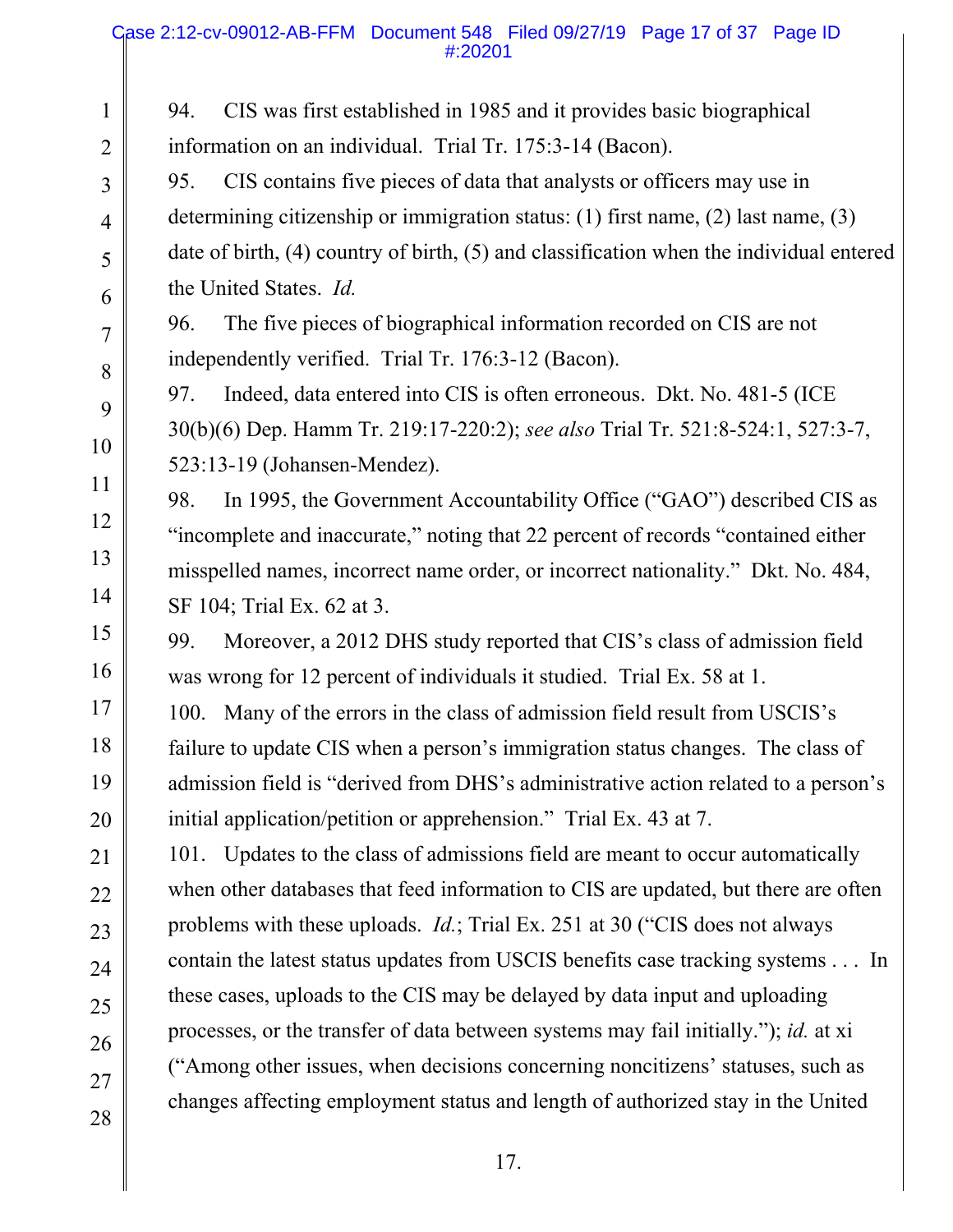94. CIS was first established in 1985 and it provides basic biographical information on an individual. Trial Tr. 175:3-14 (Bacon).

95. CIS contains five pieces of data that analysts or officers may use in determining citizenship or immigration status: (1) first name, (2) last name, (3) date of birth, (4) country of birth, (5) and classification when the individual entered the United States. *Id.*

96. The five pieces of biographical information recorded on CIS are not independently verified. Trial Tr. 176:3-12 (Bacon).

97. Indeed, data entered into CIS is often erroneous. Dkt. No. 481-5 (ICE 30(b)(6) Dep. Hamm Tr. 219:17-220:2); *see also* Trial Tr. 521:8-524:1, 527:3-7, 523:13-19 (Johansen-Mendez).

98. In 1995, the Government Accountability Office ("GAO") described CIS as "incomplete and inaccurate," noting that 22 percent of records "contained either misspelled names, incorrect name order, or incorrect nationality." Dkt. No. 484, SF 104; Trial Ex. 62 at 3.

99. Moreover, a 2012 DHS study reported that CIS's class of admission field was wrong for 12 percent of individuals it studied. Trial Ex. 58 at 1.

100. Many of the errors in the class of admission field result from USCIS's failure to update CIS when a person's immigration status changes. The class of admission field is "derived from DHS's administrative action related to a person's initial application/petition or apprehension." Trial Ex. 43 at 7.

101. Updates to the class of admissions field are meant to occur automatically when other databases that feed information to CIS are updated, but there are often problems with these uploads. *Id.*; Trial Ex. 251 at 30 ("CIS does not always contain the latest status updates from USCIS benefits case tracking systems . . . In these cases, uploads to the CIS may be delayed by data input and uploading processes, or the transfer of data between systems may fail initially."); *id.* at xi ("Among other issues, when decisions concerning noncitizens' statuses, such as changes affecting employment status and length of authorized stay in the United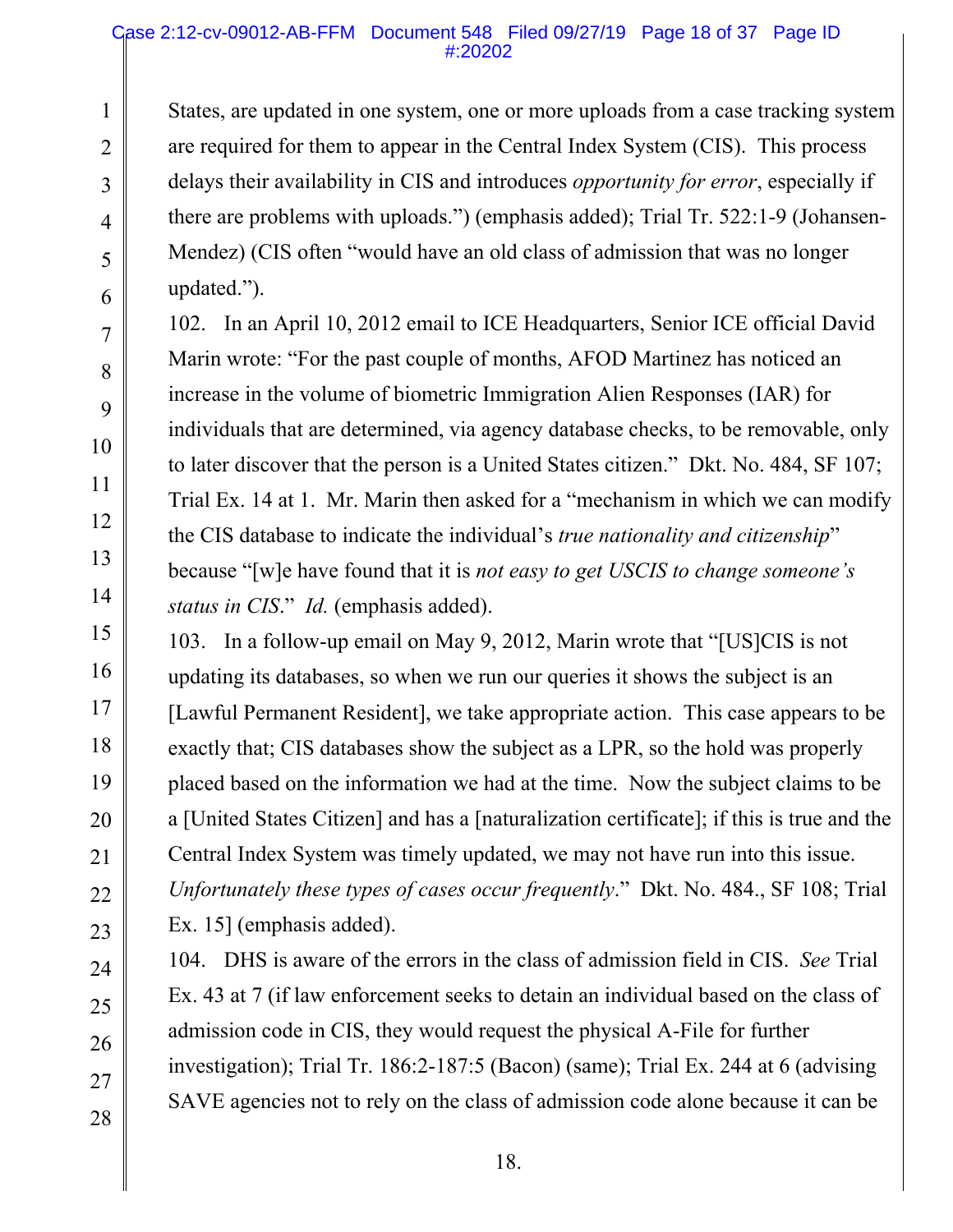States, are updated in one system, one or more uploads from a case tracking system are required for them to appear in the Central Index System (CIS). This process delays their availability in CIS and introduces *opportunity for error*, especially if there are problems with uploads.") (emphasis added); Trial Tr. 522:1-9 (Johansen-Mendez) (CIS often "would have an old class of admission that was no longer updated.").

102. In an April 10, 2012 email to ICE Headquarters, Senior ICE official David Marin wrote: "For the past couple of months, AFOD Martinez has noticed an increase in the volume of biometric Immigration Alien Responses (IAR) for individuals that are determined, via agency database checks, to be removable, only to later discover that the person is a United States citizen." Dkt. No. 484, SF 107; Trial Ex. 14 at 1. Mr. Marin then asked for a "mechanism in which we can modify the CIS database to indicate the individual's *true nationality and citizenship*" because "[w]e have found that it is *not easy to get USCIS to change someone's status in CIS*." *Id.* (emphasis added).

103. In a follow-up email on May 9, 2012, Marin wrote that "[US]CIS is not updating its databases, so when we run our queries it shows the subject is an [Lawful Permanent Resident], we take appropriate action. This case appears to be exactly that; CIS databases show the subject as a LPR, so the hold was properly placed based on the information we had at the time. Now the subject claims to be a [United States Citizen] and has a [naturalization certificate]; if this is true and the Central Index System was timely updated, we may not have run into this issue. *Unfortunately these types of cases occur frequently*." Dkt. No. 484., SF 108; Trial Ex. 15] (emphasis added).

104. DHS is aware of the errors in the class of admission field in CIS. *See* Trial Ex. 43 at 7 (if law enforcement seeks to detain an individual based on the class of admission code in CIS, they would request the physical A-File for further investigation); Trial Tr. 186:2-187:5 (Bacon) (same); Trial Ex. 244 at 6 (advising SAVE agencies not to rely on the class of admission code alone because it can be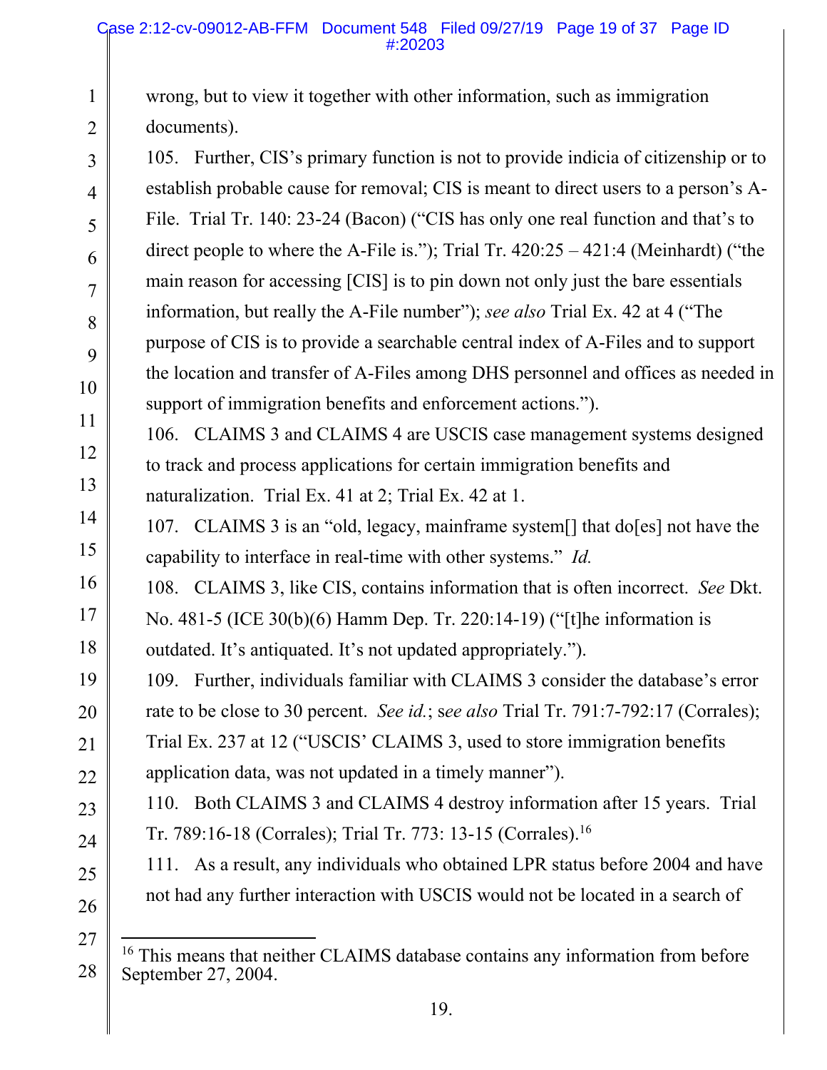wrong, but to view it together with other information, such as immigration documents).

105. Further, CIS's primary function is not to provide indicia of citizenship or to establish probable cause for removal; CIS is meant to direct users to a person's A-File. Trial Tr. 140: 23-24 (Bacon) ("CIS has only one real function and that's to direct people to where the A-File is."); Trial Tr. 420:25 – 421:4 (Meinhardt) ("the main reason for accessing [CIS] is to pin down not only just the bare essentials information, but really the A-File number"); *see also* Trial Ex. 42 at 4 ("The purpose of CIS is to provide a searchable central index of A-Files and to support the location and transfer of A-Files among DHS personnel and offices as needed in support of immigration benefits and enforcement actions.").

106. CLAIMS 3 and CLAIMS 4 are USCIS case management systems designed to track and process applications for certain immigration benefits and naturalization. Trial Ex. 41 at 2; Trial Ex. 42 at 1.

107. CLAIMS 3 is an "old, legacy, mainframe system[] that do[es] not have the capability to interface in real-time with other systems." *Id.*

108. CLAIMS 3, like CIS, contains information that is often incorrect. *See* Dkt. No. 481-5 (ICE 30(b)(6) Hamm Dep. Tr. 220:14-19) ("[t]he information is outdated. It's antiquated. It's not updated appropriately.").

109. Further, individuals familiar with CLAIMS 3 consider the database's error rate to be close to 30 percent. *See id.*; *see also* Trial Tr. 791:7-792:17 (Corrales); Trial Ex. 237 at 12 ("USCIS' CLAIMS 3, used to store immigration benefits application data, was not updated in a timely manner").

110. Both CLAIMS 3 and CLAIMS 4 destroy information after 15 years. Trial Tr. 789:16-18 (Corrales); Trial Tr. 773: 13-15 (Corrales).[16]

111. As a result, any individuals who obtained LPR status before 2004 and have not had any further interaction with USCIS would not be located in a search of

[16] This means that neither CLAIMS database contains any information from before September 27, 2004.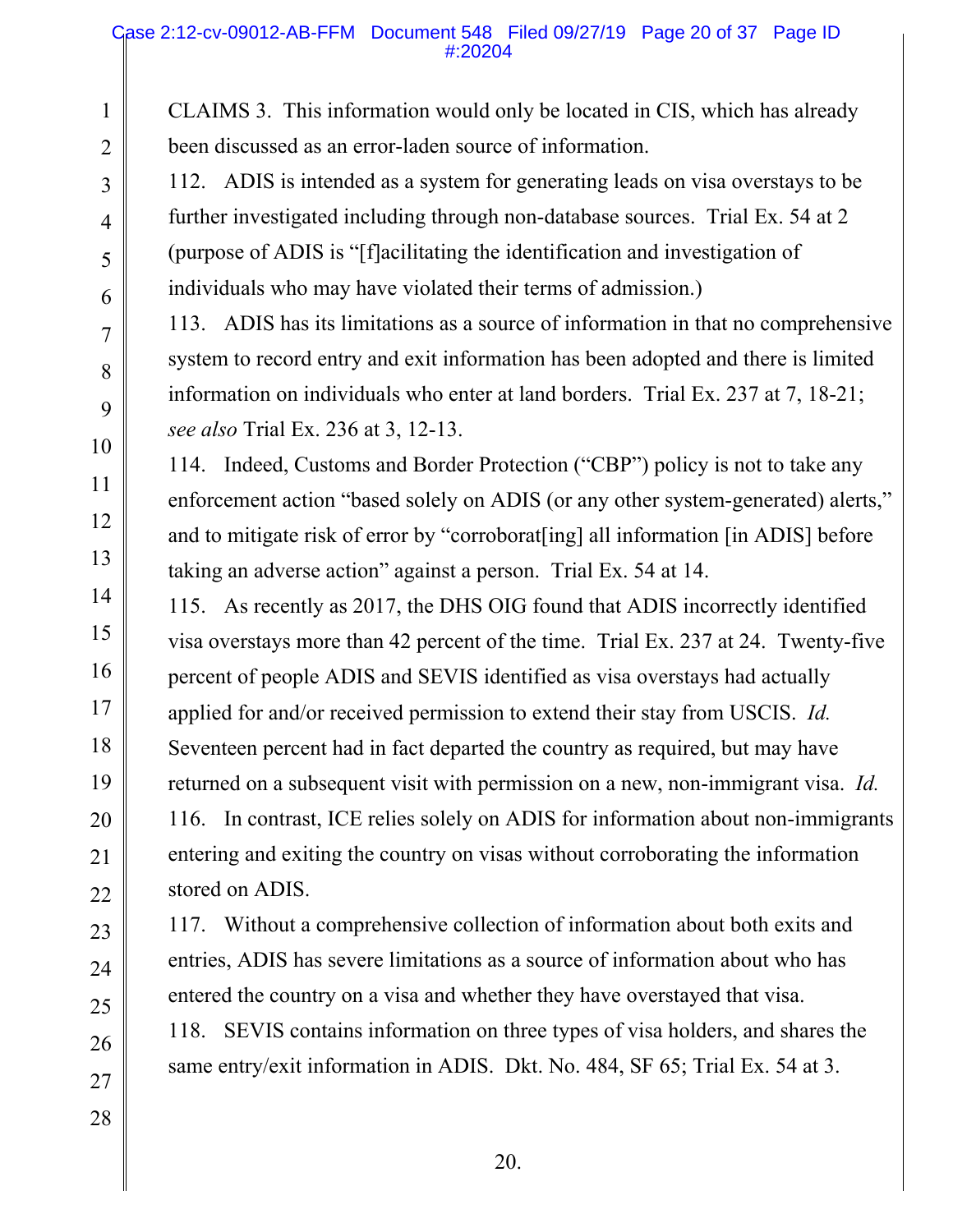CLAIMS 3. This information would only be located in CIS, which has already been discussed as an error-laden source of information.

112. ADIS is intended as a system for generating leads on visa overstays to be further investigated including through non-database sources. Trial Ex. 54 at 2 (purpose of ADIS is "[f]acilitating the identification and investigation of individuals who may have violated their terms of admission.)

113. ADIS has its limitations as a source of information in that no comprehensive system to record entry and exit information has been adopted and there is limited information on individuals who enter at land borders. Trial Ex. 237 at 7, 18-21; *see also* Trial Ex. 236 at 3, 12-13.

114. Indeed, Customs and Border Protection ("CBP") policy is not to take any enforcement action "based solely on ADIS (or any other system-generated) alerts," and to mitigate risk of error by "corroborat[ing] all information [in ADIS] before taking an adverse action" against a person. Trial Ex. 54 at 14.

115. As recently as 2017, the DHS OIG found that ADIS incorrectly identified visa overstays more than 42 percent of the time. Trial Ex. 237 at 24. Twenty-five percent of people ADIS and SEVIS identified as visa overstays had actually applied for and/or received permission to extend their stay from USCIS. *Id.* Seventeen percent had in fact departed the country as required, but may have returned on a subsequent visit with permission on a new, non-immigrant visa. *Id.*

116. In contrast, ICE relies solely on ADIS for information about non-immigrants entering and exiting the country on visas without corroborating the information stored on ADIS.

117. Without a comprehensive collection of information about both exits and entries, ADIS has severe limitations as a source of information about who has entered the country on a visa and whether they have overstayed that visa.

118. SEVIS contains information on three types of visa holders, and shares the same entry/exit information in ADIS. Dkt. No. 484, SF 65; Trial Ex. 54 at 3.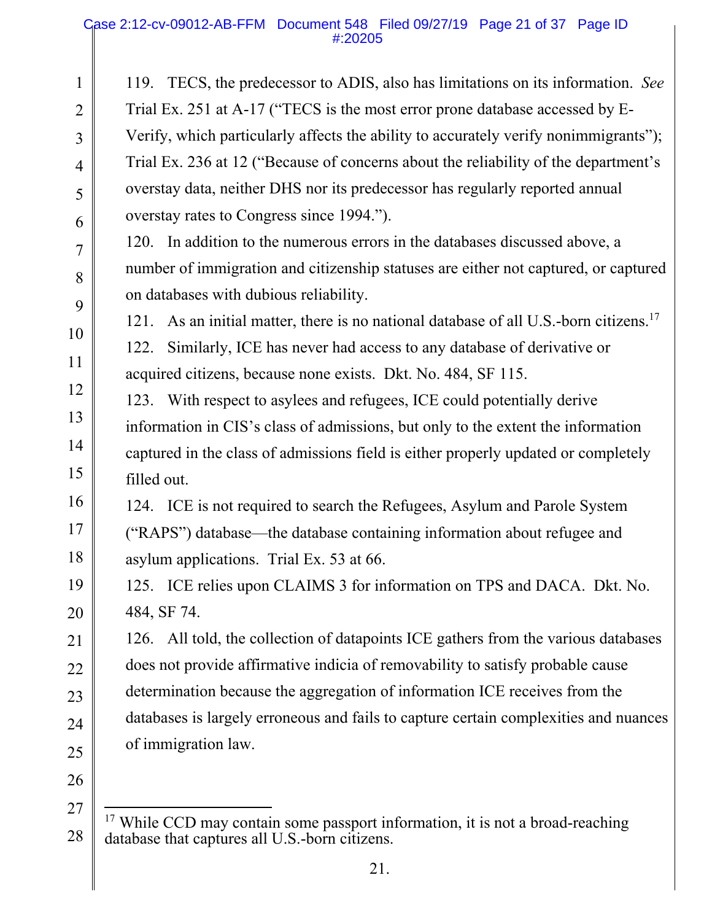119. TECS, the predecessor to ADIS, also has limitations on its information. *See* Trial Ex. 251 at A-17 ("TECS is the most error prone database accessed by E-Verify, which particularly affects the ability to accurately verify nonimmigrants"); Trial Ex. 236 at 12 ("Because of concerns about the reliability of the department's overstay data, neither DHS nor its predecessor has regularly reported annual overstay rates to Congress since 1994.").

120. In addition to the numerous errors in the databases discussed above, a number of immigration and citizenship statuses are either not captured, or captured on databases with dubious reliability.

121. As an initial matter, there is no national database of all U.S.-born citizens.[17]

122. Similarly, ICE has never had access to any database of derivative or acquired citizens, because none exists. Dkt. No. 484, SF 115.

123. With respect to asylees and refugees, ICE could potentially derive information in CIS's class of admissions, but only to the extent the information captured in the class of admissions field is either properly updated or completely filled out.

124. ICE is not required to search the Refugees, Asylum and Parole System ("RAPS") database—the database containing information about refugee and asylum applications. Trial Ex. 53 at 66.

125. ICE relies upon CLAIMS 3 for information on TPS and DACA. Dkt. No. 484, SF 74.

126. All told, the collection of datapoints ICE gathers from the various databases does not provide affirmative indicia of removability to satisfy probable cause determination because the aggregation of information ICE receives from the databases is largely erroneous and fails to capture certain complexities and nuances of immigration law.

---

[17] While CCD may contain some passport information, it is not a broad-reaching database that captures all U.S.-born citizens.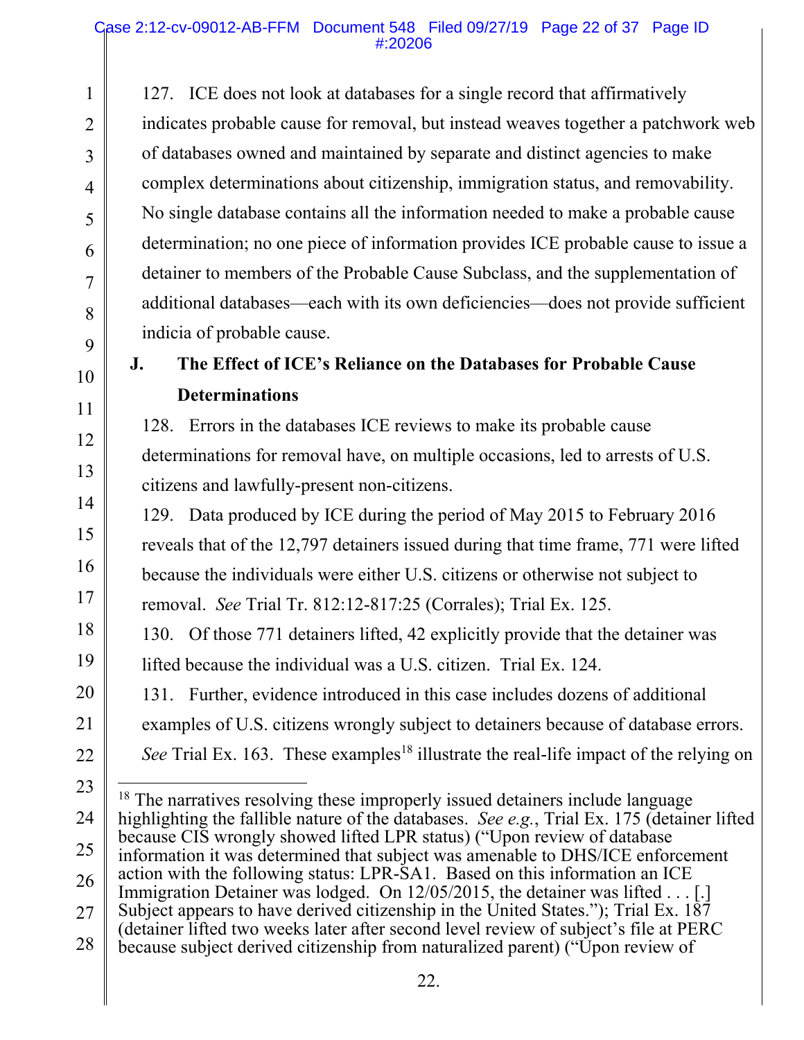127. ICE does not look at databases for a single record that affirmatively indicates probable cause for removal, but instead weaves together a patchwork web of databases owned and maintained by separate and distinct agencies to make complex determinations about citizenship, immigration status, and removability. No single database contains all the information needed to make a probable cause determination; no one piece of information provides ICE probable cause to issue a detainer to members of the Probable Cause Subclass, and the supplementation of additional databases—each with its own deficiencies—does not provide sufficient indicia of probable cause.

### J. The Effect of ICE's Reliance on the Databases for Probable Cause Determinations

128. Errors in the databases ICE reviews to make its probable cause determinations for removal have, on multiple occasions, led to arrests of U.S. citizens and lawfully-present non-citizens.

129. Data produced by ICE during the period of May 2015 to February 2016 reveals that of the 12,797 detainers issued during that time frame, 771 were lifted because the individuals were either U.S. citizens or otherwise not subject to removal. *See* Trial Tr. 812:12-817:25 (Corrales); Trial Ex. 125.

130. Of those 771 detainers lifted, 42 explicitly provide that the detainer was lifted because the individual was a U.S. citizen. Trial Ex. 124.

131. Further, evidence introduced in this case includes dozens of additional examples of U.S. citizens wrongly subject to detainers because of database errors. *See* Trial Ex. 163. These examples[18] illustrate the real-life impact of the relying on

---

[18] The narratives resolving these improperly issued detainers include language highlighting the fallible nature of the databases. *See e.g.*, Trial Ex. 175 (detainer lifted because CIS wrongly showed lifted LPR status) ("Upon review of database information it was determined that subject was amenable to DHS/ICE enforcement action with the following status: LPR-SA1. Based on this information an ICE Immigration Detainer was lodged. On 12/05/2015, the detainer was lifted . . . [.] Subject appears to have derived citizenship in the United States."); Trial Ex. 187 (detainer lifted two weeks later after second level review of subject's file at PERC because subject derived citizenship from naturalized parent) ("Upon review of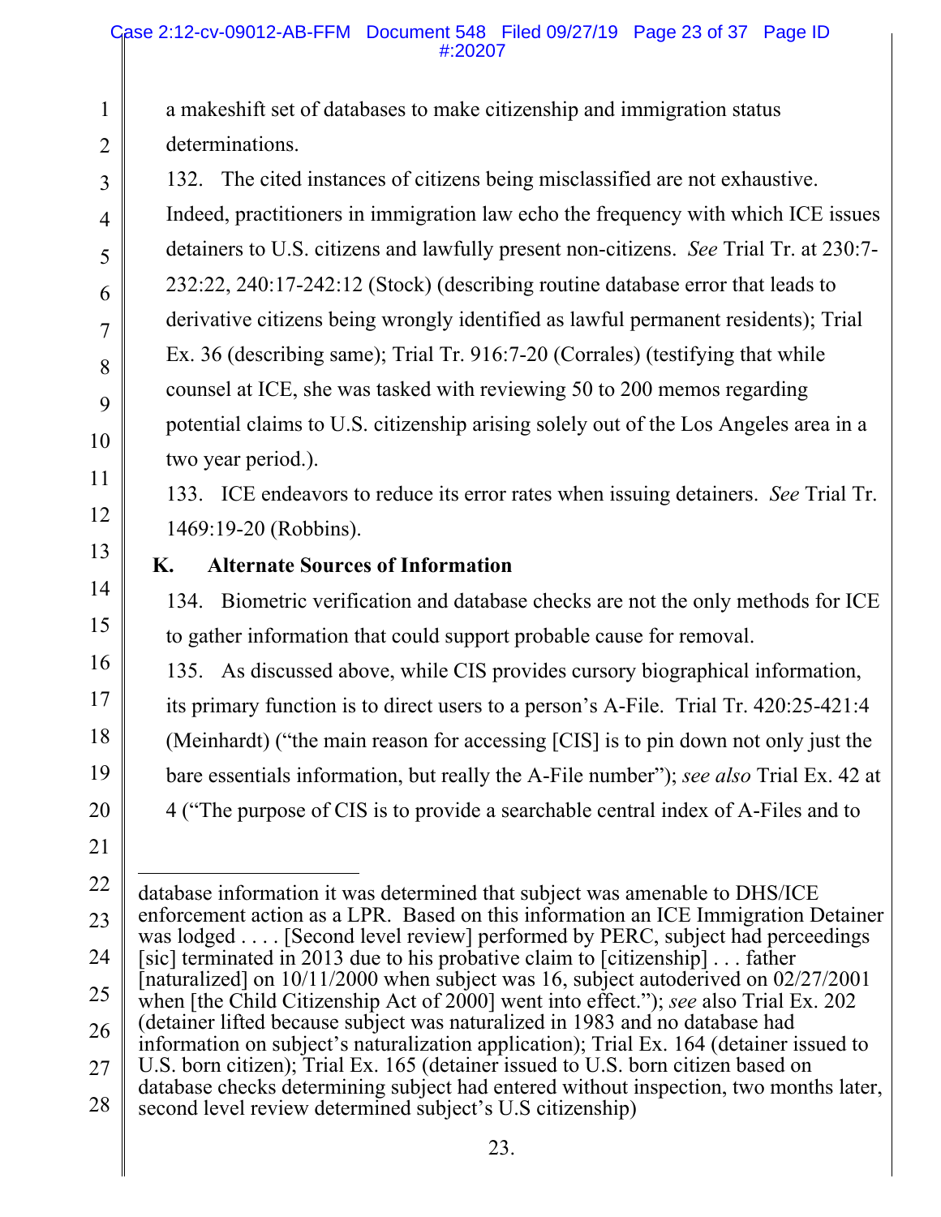a makeshift set of databases to make citizenship and immigration status determinations.

132. The cited instances of citizens being misclassified are not exhaustive. Indeed, practitioners in immigration law echo the frequency with which ICE issues detainers to U.S. citizens and lawfully present non-citizens. *See* Trial Tr. at 230:7-232:22, 240:17-242:12 (Stock) (describing routine database error that leads to derivative citizens being wrongly identified as lawful permanent residents); Trial Ex. 36 (describing same); Trial Tr. 916:7-20 (Corrales) (testifying that while counsel at ICE, she was tasked with reviewing 50 to 200 memos regarding potential claims to U.S. citizenship arising solely out of the Los Angeles area in a two year period.).

133. ICE endeavors to reduce its error rates when issuing detainers. *See* Trial Tr. 1469:19-20 (Robbins).

## K. Alternate Sources of Information

134. Biometric verification and database checks are not the only methods for ICE to gather information that could support probable cause for removal.

135. As discussed above, while CIS provides cursory biographical information, its primary function is to direct users to a person's A-File. Trial Tr. 420:25-421:4 (Meinhardt) ("the main reason for accessing [CIS] is to pin down not only just the bare essentials information, but really the A-File number"); *see also* Trial Ex. 42 at 4 ("The purpose of CIS is to provide a searchable central index of A-Files and to

---

database information it was determined that subject was amenable to DHS/ICE enforcement action as a LPR. Based on this information an ICE Immigration Detainer was lodged . . . . [Second level review] performed by PERC, subject had perceedings [sic] terminated in 2013 due to his probative claim to [citizenship] . . . father [naturalized] on 10/11/2000 when subject was 16, subject autoderived on 02/27/2001 when [the Child Citizenship Act of 2000] went into effect."); *see* also Trial Ex. 202 (detainer lifted because subject was naturalized in 1983 and no database had information on subject's naturalization application); Trial Ex. 164 (detainer issued to U.S. born citizen); Trial Ex. 165 (detainer issued to U.S. born citizen based on database checks determining subject had entered without inspection, two months later, second level review determined subject's U.S citizenship)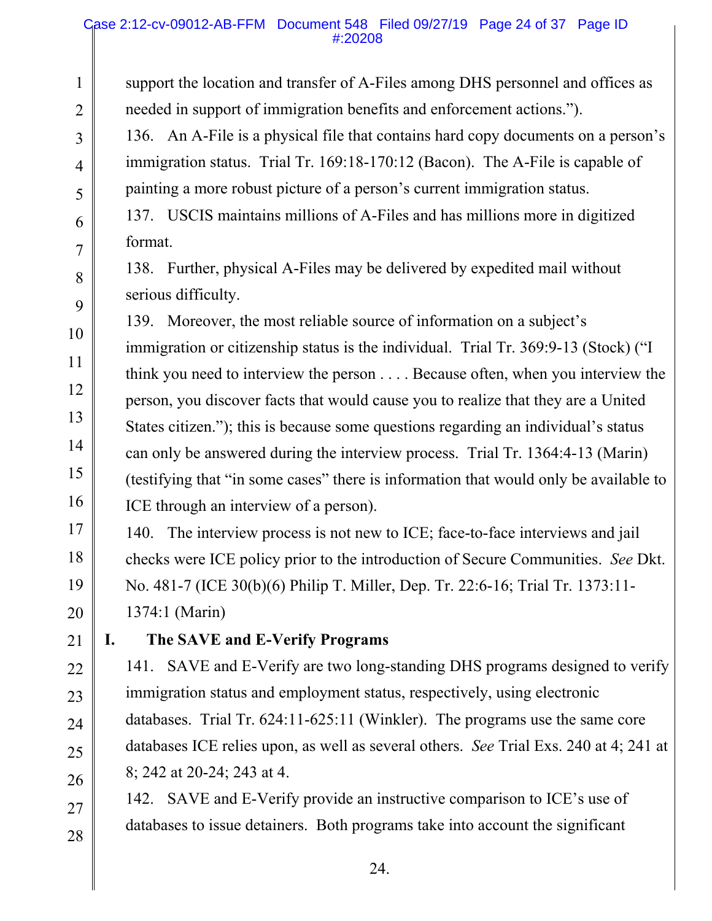support the location and transfer of A-Files among DHS personnel and offices as needed in support of immigration benefits and enforcement actions.").

136. An A-File is a physical file that contains hard copy documents on a person's immigration status. Trial Tr. 169:18-170:12 (Bacon). The A-File is capable of painting a more robust picture of a person's current immigration status.

137. USCIS maintains millions of A-Files and has millions more in digitized format.

138. Further, physical A-Files may be delivered by expedited mail without serious difficulty.

139. Moreover, the most reliable source of information on a subject's immigration or citizenship status is the individual. Trial Tr. 369:9-13 (Stock) ("I think you need to interview the person . . . . Because often, when you interview the person, you discover facts that would cause you to realize that they are a United States citizen."); this is because some questions regarding an individual's status can only be answered during the interview process. Trial Tr. 1364:4-13 (Marin) (testifying that "in some cases" there is information that would only be available to ICE through an interview of a person).

140. The interview process is not new to ICE; face-to-face interviews and jail checks were ICE policy prior to the introduction of Secure Communities. *See* Dkt. No. 481-7 (ICE 30(b)(6) Philip T. Miller, Dep. Tr. 22:6-16; Trial Tr. 1373:11-1374:1 (Marin)

## I. The SAVE and E-Verify Programs

141. SAVE and E-Verify are two long-standing DHS programs designed to verify immigration status and employment status, respectively, using electronic databases. Trial Tr. 624:11-625:11 (Winkler). The programs use the same core databases ICE relies upon, as well as several others. *See* Trial Exs. 240 at 4; 241 at 8; 242 at 20-24; 243 at 4.

142. SAVE and E-Verify provide an instructive comparison to ICE's use of databases to issue detainers. Both programs take into account the significant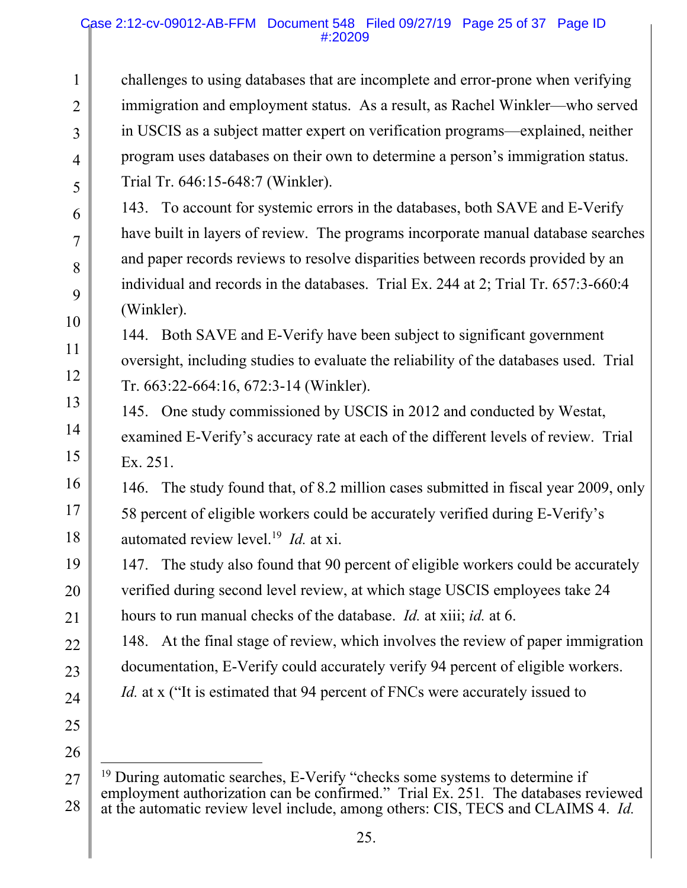challenges to using databases that are incomplete and error-prone when verifying immigration and employment status. As a result, as Rachel Winkler—who served in USCIS as a subject matter expert on verification programs—explained, neither program uses databases on their own to determine a person's immigration status. Trial Tr. 646:15-648:7 (Winkler).

143. To account for systemic errors in the databases, both SAVE and E-Verify have built in layers of review. The programs incorporate manual database searches and paper records reviews to resolve disparities between records provided by an individual and records in the databases. Trial Ex. 244 at 2; Trial Tr. 657:3-660:4 (Winkler).

144. Both SAVE and E-Verify have been subject to significant government oversight, including studies to evaluate the reliability of the databases used. Trial Tr. 663:22-664:16, 672:3-14 (Winkler).

145. One study commissioned by USCIS in 2012 and conducted by Westat, examined E-Verify's accuracy rate at each of the different levels of review. Trial Ex. 251.

146. The study found that, of 8.2 million cases submitted in fiscal year 2009, only 58 percent of eligible workers could be accurately verified during E-Verify's automated review level.[19] *Id.* at xi.

147. The study also found that 90 percent of eligible workers could be accurately verified during second level review, at which stage USCIS employees take 24 hours to run manual checks of the database. *Id.* at xiii; *id.* at 6.

148. At the final stage of review, which involves the review of paper immigration documentation, E-Verify could accurately verify 94 percent of eligible workers. *Id.* at x ("It is estimated that 94 percent of FNCs were accurately issued to

---

[19] During automatic searches, E-Verify "checks some systems to determine if employment authorization can be confirmed." Trial Ex. 251. The databases reviewed at the automatic review level include, among others: CIS, TECS and CLAIMS 4. *Id.*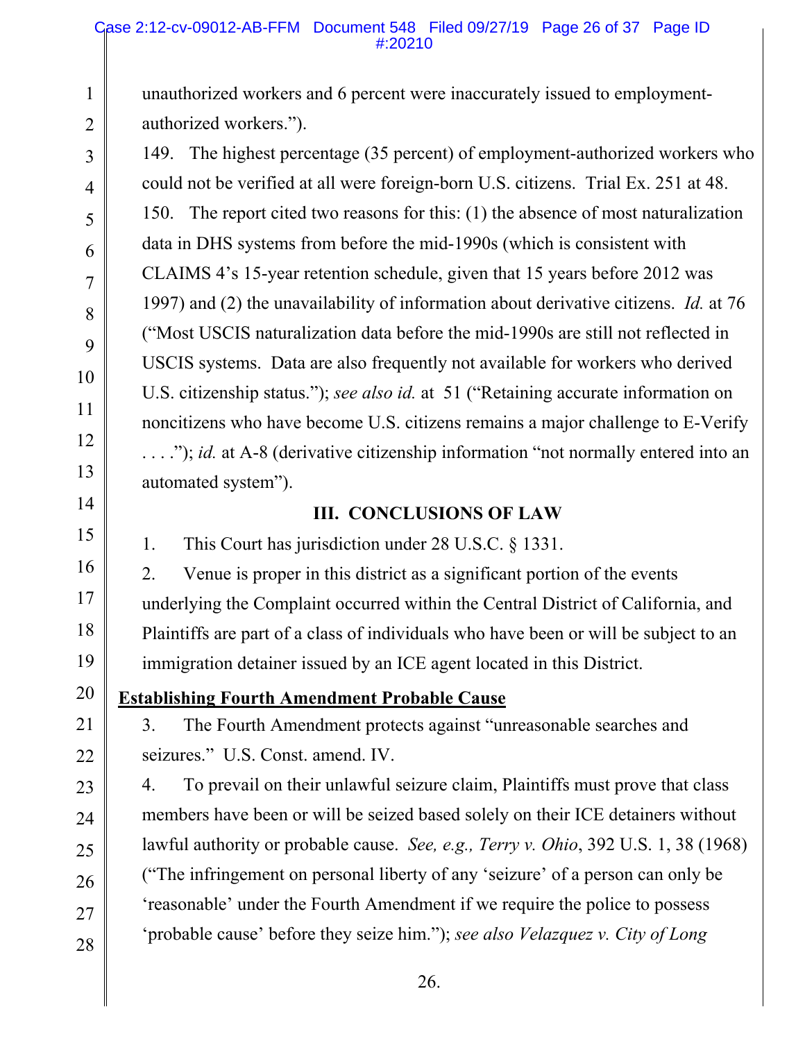unauthorized workers and 6 percent were inaccurately issued to employment-authorized workers.").

149. The highest percentage (35 percent) of employment-authorized workers who could not be verified at all were foreign-born U.S. citizens. Trial Ex. 251 at 48.

150. The report cited two reasons for this: (1) the absence of most naturalization data in DHS systems from before the mid-1990s (which is consistent with CLAIMS 4's 15-year retention schedule, given that 15 years before 2012 was 1997) and (2) the unavailability of information about derivative citizens. *Id.* at 76 ("Most USCIS naturalization data before the mid-1990s are still not reflected in USCIS systems. Data are also frequently not available for workers who derived U.S. citizenship status."); *see also id.* at 51 ("Retaining accurate information on noncitizens who have become U.S. citizens remains a major challenge to E-Verify . . . ."); *id.* at A-8 (derivative citizenship information "not normally entered into an automated system").

## III. CONCLUSIONS OF LAW

1. This Court has jurisdiction under 28 U.S.C. § 1331.

2. Venue is proper in this district as a significant portion of the events underlying the Complaint occurred within the Central District of California, and Plaintiffs are part of a class of individuals who have been or will be subject to an immigration detainer issued by an ICE agent located in this District.

### Establishing Fourth Amendment Probable Cause

3. The Fourth Amendment protects against "unreasonable searches and seizures." U.S. Const. amend. IV.

4. To prevail on their unlawful seizure claim, Plaintiffs must prove that class members have been or will be seized based solely on their ICE detainers without lawful authority or probable cause. *See, e.g., Terry v. Ohio*, 392 U.S. 1, 38 (1968) ("The infringement on personal liberty of any 'seizure' of a person can only be 'reasonable' under the Fourth Amendment if we require the police to possess 'probable cause' before they seize him."); *see also Velazquez v. City of Long*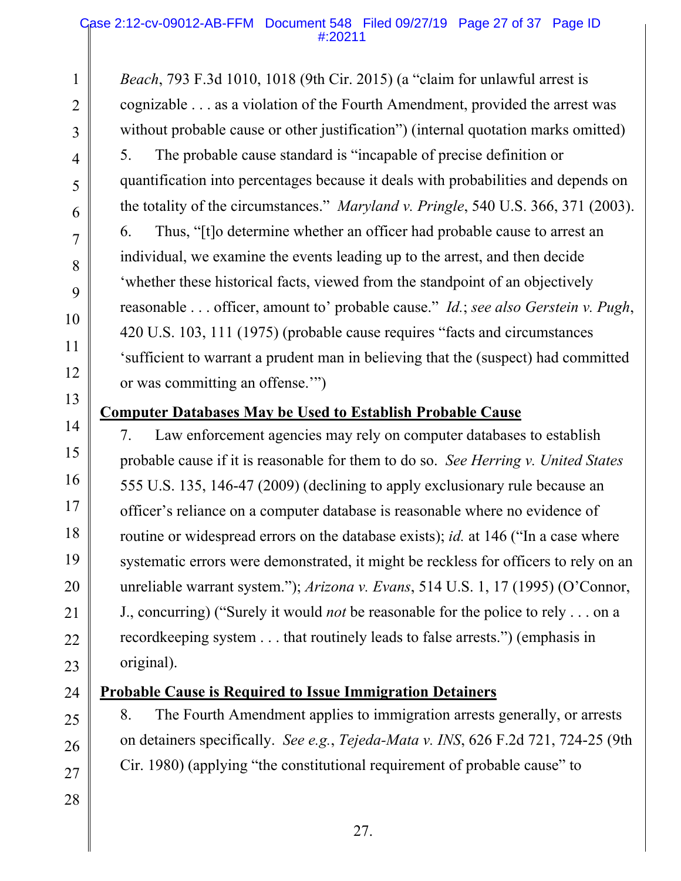*Beach*, 793 F.3d 1010, 1018 (9th Cir. 2015) (a "claim for unlawful arrest is cognizable . . . as a violation of the Fourth Amendment, provided the arrest was without probable cause or other justification") (internal quotation marks omitted)

5. The probable cause standard is "incapable of precise definition or quantification into percentages because it deals with probabilities and depends on the totality of the circumstances." *Maryland v. Pringle*, 540 U.S. 366, 371 (2003).

6. Thus, "[t]o determine whether an officer had probable cause to arrest an individual, we examine the events leading up to the arrest, and then decide 'whether these historical facts, viewed from the standpoint of an objectively reasonable . . . officer, amount to' probable cause." *Id.*; *see also Gerstein v. Pugh*, 420 U.S. 103, 111 (1975) (probable cause requires "facts and circumstances 'sufficient to warrant a prudent man in believing that the (suspect) had committed or was committing an offense.'")

**Computer Databases May be Used to Establish Probable Cause**

7. Law enforcement agencies may rely on computer databases to establish probable cause if it is reasonable for them to do so. *See Herring v. United States* 555 U.S. 135, 146-47 (2009) (declining to apply exclusionary rule because an officer's reliance on a computer database is reasonable where no evidence of routine or widespread errors on the database exists); *id.* at 146 ("In a case where systematic errors were demonstrated, it might be reckless for officers to rely on an unreliable warrant system."); *Arizona v. Evans*, 514 U.S. 1, 17 (1995) (O'Connor, J., concurring) ("Surely it would *not* be reasonable for the police to rely . . . on a recordkeeping system . . . that routinely leads to false arrests.") (emphasis in original).

**Probable Cause is Required to Issue Immigration Detainers**

8. The Fourth Amendment applies to immigration arrests generally, or arrests on detainers specifically. *See e.g.*, *Tejeda-Mata v. INS*, 626 F.2d 721, 724-25 (9th Cir. 1980) (applying "the constitutional requirement of probable cause" to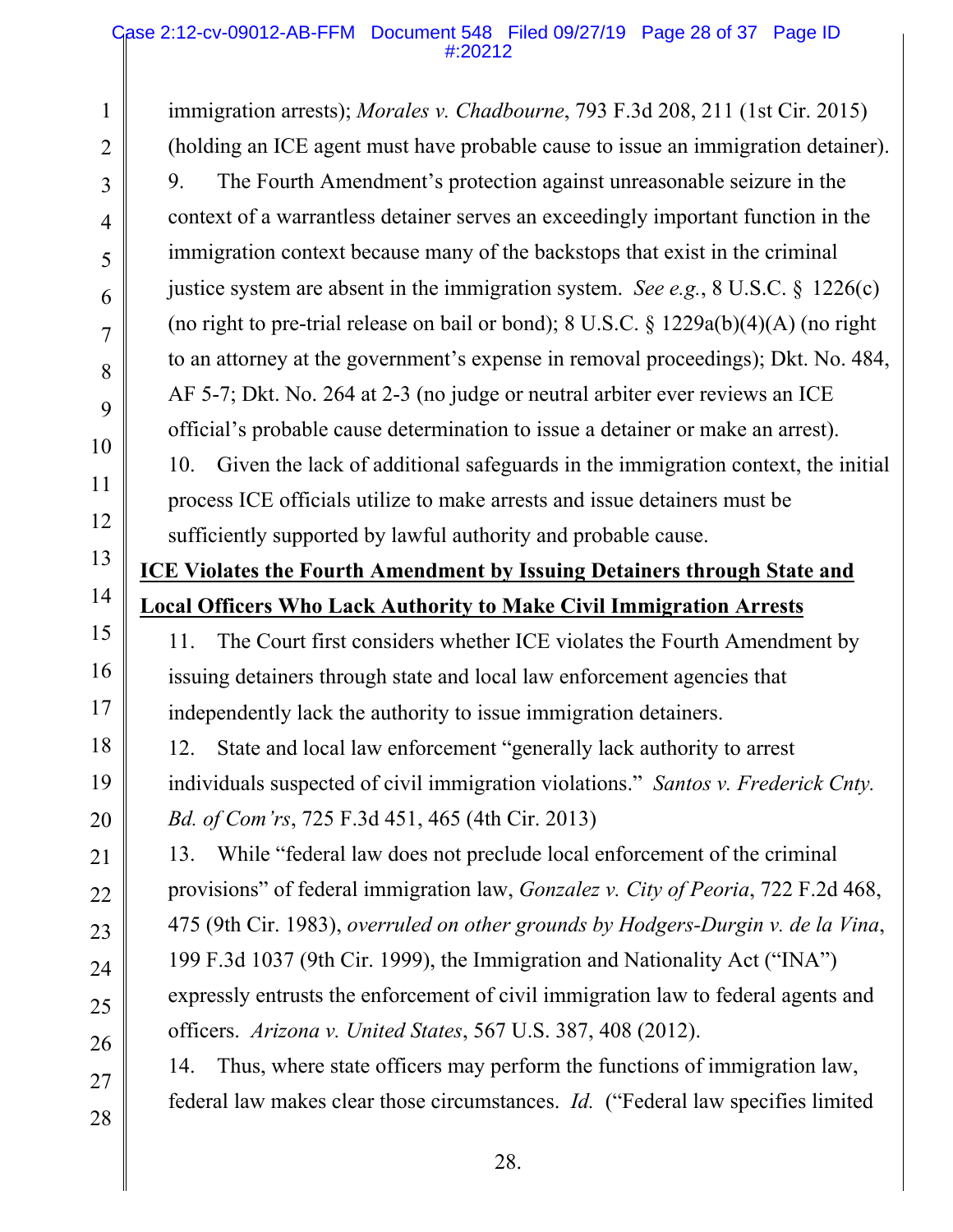immigration arrests); *Morales v. Chadbourne*, 793 F.3d 208, 211 (1st Cir. 2015) (holding an ICE agent must have probable cause to issue an immigration detainer).

9. The Fourth Amendment's protection against unreasonable seizure in the context of a warrantless detainer serves an exceedingly important function in the immigration context because many of the backstops that exist in the criminal justice system are absent in the immigration system. *See e.g.*, 8 U.S.C. § 1226(c) (no right to pre-trial release on bail or bond); 8 U.S.C. § 1229a(b)(4)(A) (no right to an attorney at the government's expense in removal proceedings); Dkt. No. 484, AF 5-7; Dkt. No. 264 at 2-3 (no judge or neutral arbiter ever reviews an ICE official's probable cause determination to issue a detainer or make an arrest).

10. Given the lack of additional safeguards in the immigration context, the initial process ICE officials utilize to make arrests and issue detainers must be sufficiently supported by lawful authority and probable cause.

**<u>ICE Violates the Fourth Amendment by Issuing Detainers through State and Local Officers Who Lack Authority to Make Civil Immigration Arrests</u>**

11. The Court first considers whether ICE violates the Fourth Amendment by issuing detainers through state and local law enforcement agencies that independently lack the authority to issue immigration detainers.

12. State and local law enforcement "generally lack authority to arrest individuals suspected of civil immigration violations." *Santos v. Frederick Cnty. Bd. of Com'rs*, 725 F.3d 451, 465 (4th Cir. 2013)

13. While "federal law does not preclude local enforcement of the criminal provisions" of federal immigration law, *Gonzalez v. City of Peoria*, 722 F.2d 468, 475 (9th Cir. 1983), *overruled on other grounds by Hodgers-Durgin v. de la Vina*, 199 F.3d 1037 (9th Cir. 1999), the Immigration and Nationality Act ("INA") expressly entrusts the enforcement of civil immigration law to federal agents and officers. *Arizona v. United States*, 567 U.S. 387, 408 (2012).

14. Thus, where state officers may perform the functions of immigration law, federal law makes clear those circumstances. *Id.* ("Federal law specifies limited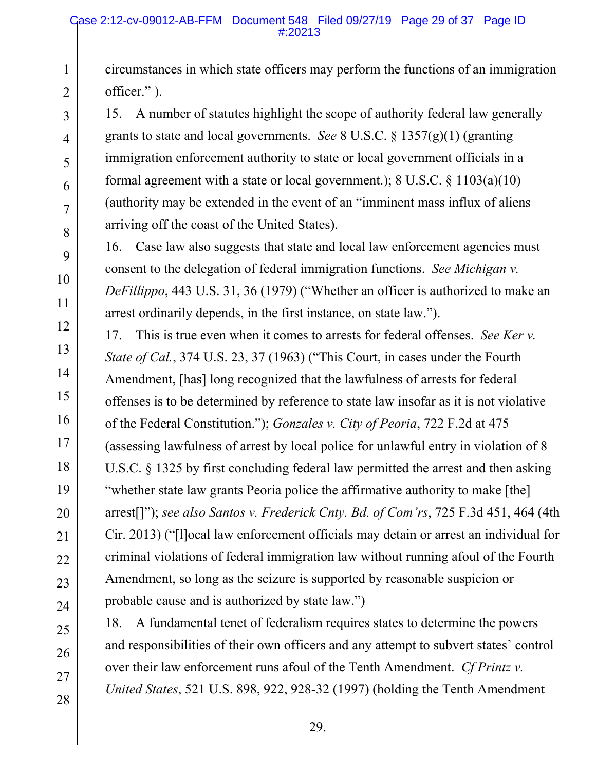circumstances in which state officers may perform the functions of an immigration officer." ).

15. A number of statutes highlight the scope of authority federal law generally grants to state and local governments. *See* 8 U.S.C. § 1357(g)(1) (granting immigration enforcement authority to state or local government officials in a formal agreement with a state or local government.); 8 U.S.C. § 1103(a)(10) (authority may be extended in the event of an "imminent mass influx of aliens arriving off the coast of the United States).

16. Case law also suggests that state and local law enforcement agencies must consent to the delegation of federal immigration functions. *See Michigan v. DeFillippo*, 443 U.S. 31, 36 (1979) ("Whether an officer is authorized to make an arrest ordinarily depends, in the first instance, on state law.").

17. This is true even when it comes to arrests for federal offenses. *See Ker v. State of Cal.*, 374 U.S. 23, 37 (1963) ("This Court, in cases under the Fourth Amendment, [has] long recognized that the lawfulness of arrests for federal offenses is to be determined by reference to state law insofar as it is not violative of the Federal Constitution."); *Gonzales v. City of Peoria*, 722 F.2d at 475 (assessing lawfulness of arrest by local police for unlawful entry in violation of 8 U.S.C. § 1325 by first concluding federal law permitted the arrest and then asking "whether state law grants Peoria police the affirmative authority to make [the] arrest[]"); *see also Santos v. Frederick Cnty. Bd. of Com'rs*, 725 F.3d 451, 464 (4th Cir. 2013) ("[l]ocal law enforcement officials may detain or arrest an individual for criminal violations of federal immigration law without running afoul of the Fourth Amendment, so long as the seizure is supported by reasonable suspicion or probable cause and is authorized by state law.")

18. A fundamental tenet of federalism requires states to determine the powers and responsibilities of their own officers and any attempt to subvert states' control over their law enforcement runs afoul of the Tenth Amendment. *Cf Printz v. United States*, 521 U.S. 898, 922, 928-32 (1997) (holding the Tenth Amendment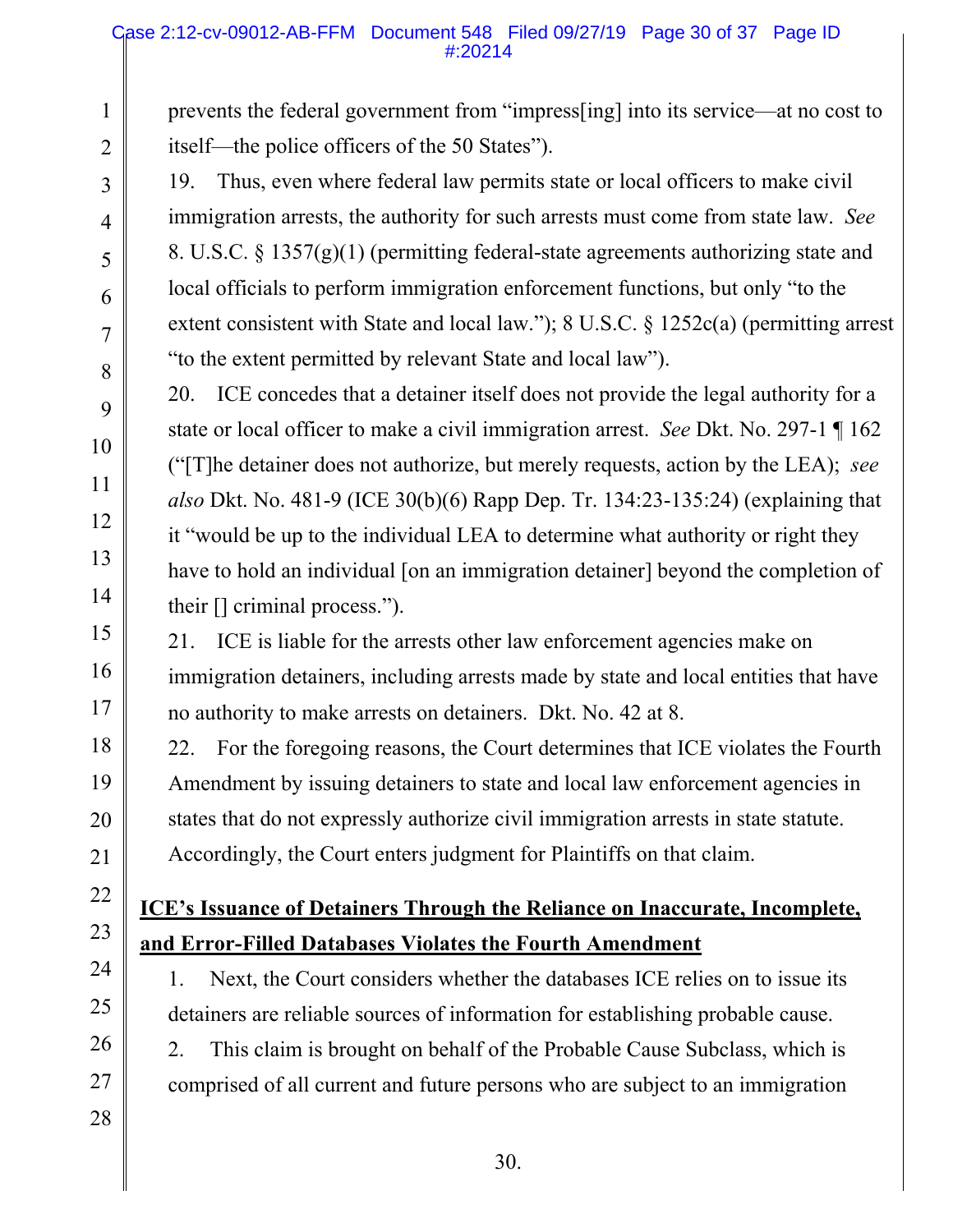prevents the federal government from "impress[ing] into its service—at no cost to itself—the police officers of the 50 States").

19. Thus, even where federal law permits state or local officers to make civil immigration arrests, the authority for such arrests must come from state law. *See* 8. U.S.C. § 1357(g)(1) (permitting federal-state agreements authorizing state and local officials to perform immigration enforcement functions, but only "to the extent consistent with State and local law."); 8 U.S.C. § 1252c(a) (permitting arrest "to the extent permitted by relevant State and local law").

20. ICE concedes that a detainer itself does not provide the legal authority for a state or local officer to make a civil immigration arrest. *See* Dkt. No. 297-1 ¶ 162 ("[T]he detainer does not authorize, but merely requests, action by the LEA); *see also* Dkt. No. 481-9 (ICE 30(b)(6) Rapp Dep. Tr. 134:23-135:24) (explaining that it "would be up to the individual LEA to determine what authority or right they have to hold an individual [on an immigration detainer] beyond the completion of their [] criminal process.").

21. ICE is liable for the arrests other law enforcement agencies make on immigration detainers, including arrests made by state and local entities that have no authority to make arrests on detainers. Dkt. No. 42 at 8.

22. For the foregoing reasons, the Court determines that ICE violates the Fourth Amendment by issuing detainers to state and local law enforcement agencies in states that do not expressly authorize civil immigration arrests in state statute. Accordingly, the Court enters judgment for Plaintiffs on that claim.

**<u>ICE's Issuance of Detainers Through the Reliance on Inaccurate, Incomplete, and Error-Filled Databases Violates the Fourth Amendment</u>**

1. Next, the Court considers whether the databases ICE relies on to issue its detainers are reliable sources of information for establishing probable cause.

2. This claim is brought on behalf of the Probable Cause Subclass, which is comprised of all current and future persons who are subject to an immigration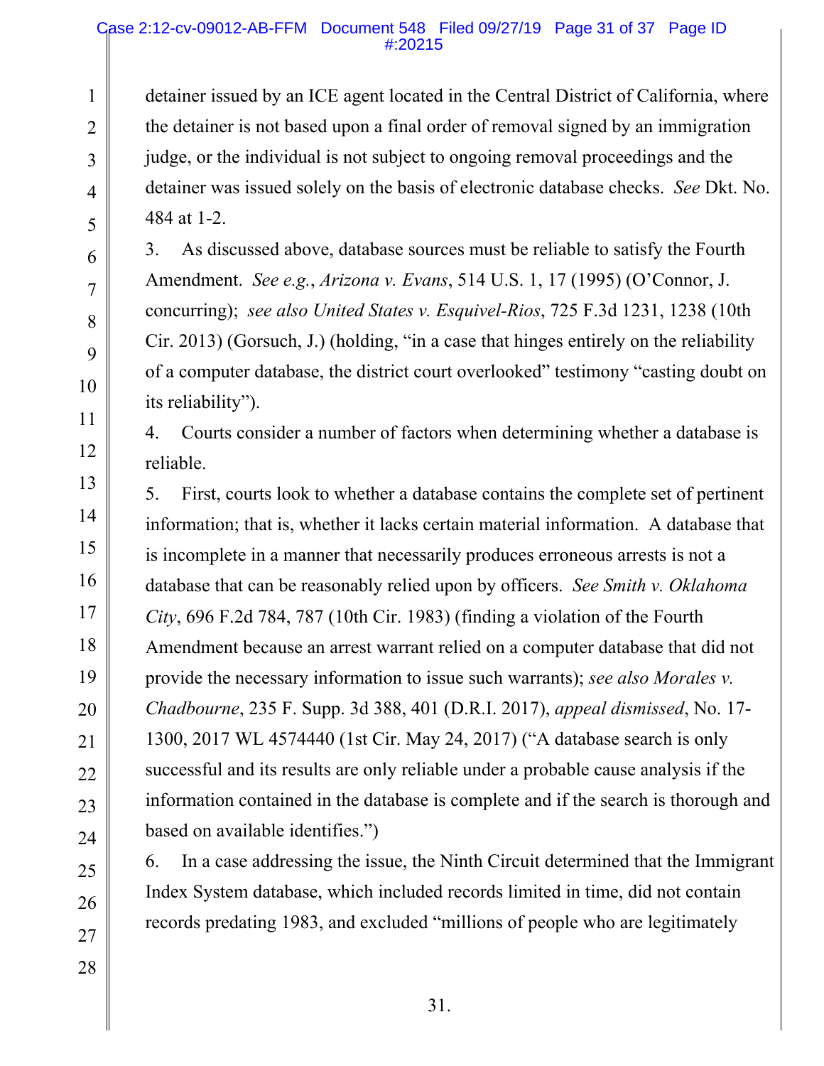detainer issued by an ICE agent located in the Central District of California, where the detainer is not based upon a final order of removal signed by an immigration judge, or the individual is not subject to ongoing removal proceedings and the detainer was issued solely on the basis of electronic database checks. *See* Dkt. No. 484 at 1-2.

3. As discussed above, database sources must be reliable to satisfy the Fourth Amendment. *See e.g.*, *Arizona v. Evans*, 514 U.S. 1, 17 (1995) (O'Connor, J. concurring); *see also United States v. Esquivel-Rios*, 725 F.3d 1231, 1238 (10th Cir. 2013) (Gorsuch, J.) (holding, "in a case that hinges entirely on the reliability of a computer database, the district court overlooked" testimony "casting doubt on its reliability").

4. Courts consider a number of factors when determining whether a database is reliable.

5. First, courts look to whether a database contains the complete set of pertinent information; that is, whether it lacks certain material information. A database that is incomplete in a manner that necessarily produces erroneous arrests is not a database that can be reasonably relied upon by officers. *See Smith v. Oklahoma City*, 696 F.2d 784, 787 (10th Cir. 1983) (finding a violation of the Fourth Amendment because an arrest warrant relied on a computer database that did not provide the necessary information to issue such warrants); *see also Morales v. Chadbourne*, 235 F. Supp. 3d 388, 401 (D.R.I. 2017), *appeal dismissed*, No. 17-1300, 2017 WL 4574440 (1st Cir. May 24, 2017) ("A database search is only successful and its results are only reliable under a probable cause analysis if the information contained in the database is complete and if the search is thorough and based on available identifies.")

6. In a case addressing the issue, the Ninth Circuit determined that the Immigrant Index System database, which included records limited in time, did not contain records predating 1983, and excluded "millions of people who are legitimately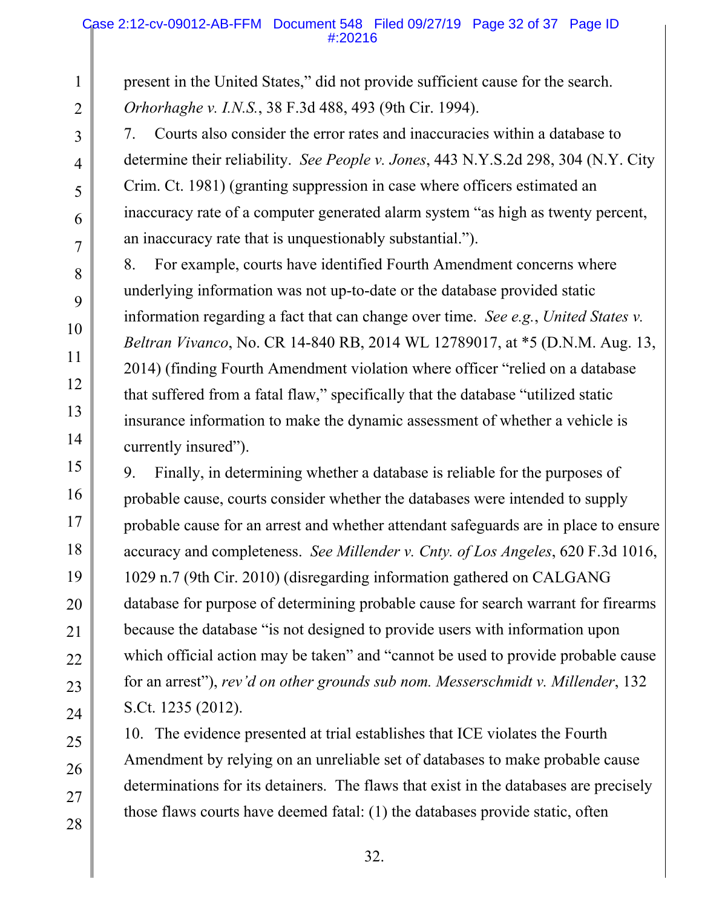present in the United States," did not provide sufficient cause for the search. *Orhorhaghe v. I.N.S.*, 38 F.3d 488, 493 (9th Cir. 1994).

7. Courts also consider the error rates and inaccuracies within a database to determine their reliability. *See People v. Jones*, 443 N.Y.S.2d 298, 304 (N.Y. City Crim. Ct. 1981) (granting suppression in case where officers estimated an inaccuracy rate of a computer generated alarm system "as high as twenty percent, an inaccuracy rate that is unquestionably substantial.").

8. For example, courts have identified Fourth Amendment concerns where underlying information was not up-to-date or the database provided static information regarding a fact that can change over time. *See e.g.*, *United States v. Beltran Vivanco*, No. CR 14-840 RB, 2014 WL 12789017, at *5 (D.N.M. Aug. 13, 2014) (finding Fourth Amendment violation where officer "relied on a database that suffered from a fatal flaw," specifically that the database "utilized static insurance information to make the dynamic assessment of whether a vehicle is currently insured").

9. Finally, in determining whether a database is reliable for the purposes of probable cause, courts consider whether the databases were intended to supply probable cause for an arrest and whether attendant safeguards are in place to ensure accuracy and completeness. *See Millender v. Cnty. of Los Angeles*, 620 F.3d 1016, 1029 n.7 (9th Cir. 2010) (disregarding information gathered on CALGANG database for purpose of determining probable cause for search warrant for firearms because the database "is not designed to provide users with information upon which official action may be taken" and "cannot be used to provide probable cause for an arrest"), *rev'd on other grounds sub nom. Messerschmidt v. Millender*, 132 S.Ct. 1235 (2012).

10. The evidence presented at trial establishes that ICE violates the Fourth Amendment by relying on an unreliable set of databases to make probable cause determinations for its detainers. The flaws that exist in the databases are precisely those flaws courts have deemed fatal: (1) the databases provide static, often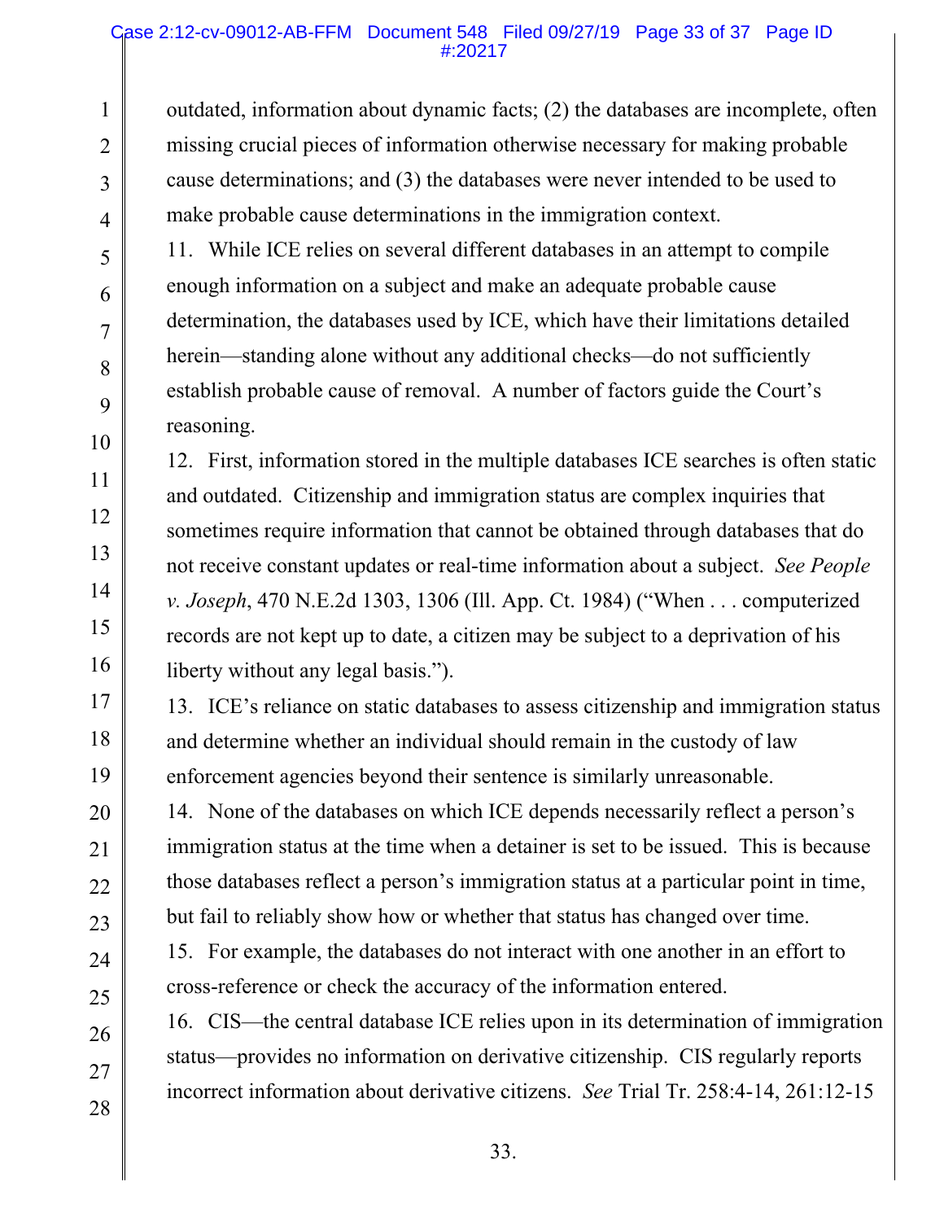outdated, information about dynamic facts; (2) the databases are incomplete, often missing crucial pieces of information otherwise necessary for making probable cause determinations; and (3) the databases were never intended to be used to make probable cause determinations in the immigration context.

11. While ICE relies on several different databases in an attempt to compile enough information on a subject and make an adequate probable cause determination, the databases used by ICE, which have their limitations detailed herein—standing alone without any additional checks—do not sufficiently establish probable cause of removal. A number of factors guide the Court's reasoning.

12. First, information stored in the multiple databases ICE searches is often static and outdated. Citizenship and immigration status are complex inquiries that sometimes require information that cannot be obtained through databases that do not receive constant updates or real-time information about a subject. *See People v. Joseph*, 470 N.E.2d 1303, 1306 (Ill. App. Ct. 1984) ("When . . . computerized records are not kept up to date, a citizen may be subject to a deprivation of his liberty without any legal basis.").

13. ICE's reliance on static databases to assess citizenship and immigration status and determine whether an individual should remain in the custody of law enforcement agencies beyond their sentence is similarly unreasonable.

14. None of the databases on which ICE depends necessarily reflect a person's immigration status at the time when a detainer is set to be issued. This is because those databases reflect a person's immigration status at a particular point in time, but fail to reliably show how or whether that status has changed over time.

15. For example, the databases do not interact with one another in an effort to cross-reference or check the accuracy of the information entered.

16. CIS—the central database ICE relies upon in its determination of immigration status—provides no information on derivative citizenship. CIS regularly reports incorrect information about derivative citizens. *See* Trial Tr. 258:4-14, 261:12-15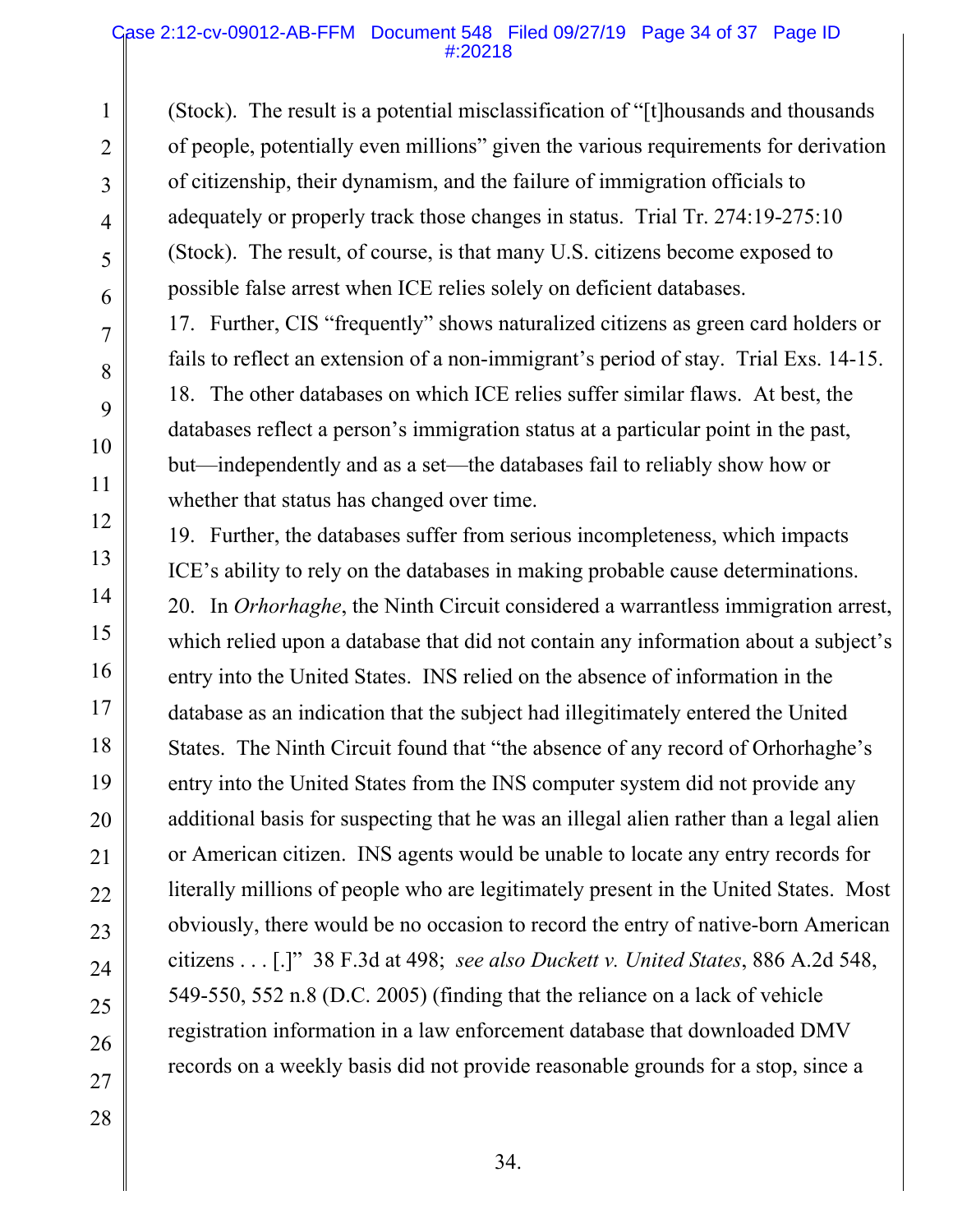(Stock). The result is a potential misclassification of "[t]housands and thousands of people, potentially even millions" given the various requirements for derivation of citizenship, their dynamism, and the failure of immigration officials to adequately or properly track those changes in status. Trial Tr. 274:19-275:10 (Stock). The result, of course, is that many U.S. citizens become exposed to possible false arrest when ICE relies solely on deficient databases.

17. Further, CIS "frequently" shows naturalized citizens as green card holders or fails to reflect an extension of a non-immigrant's period of stay. Trial Exs. 14-15.

18. The other databases on which ICE relies suffer similar flaws. At best, the databases reflect a person's immigration status at a particular point in the past, but—independently and as a set—the databases fail to reliably show how or whether that status has changed over time.

19. Further, the databases suffer from serious incompleteness, which impacts ICE's ability to rely on the databases in making probable cause determinations.

20. In *Orhorhaghe*, the Ninth Circuit considered a warrantless immigration arrest, which relied upon a database that did not contain any information about a subject's entry into the United States. INS relied on the absence of information in the database as an indication that the subject had illegitimately entered the United States. The Ninth Circuit found that "the absence of any record of Orhorhaghe's entry into the United States from the INS computer system did not provide any additional basis for suspecting that he was an illegal alien rather than a legal alien or American citizen. INS agents would be unable to locate any entry records for literally millions of people who are legitimately present in the United States. Most obviously, there would be no occasion to record the entry of native-born American citizens . . . [.]" 38 F.3d at 498; *see also Duckett v. United States*, 886 A.2d 548, 549-550, 552 n.8 (D.C. 2005) (finding that the reliance on a lack of vehicle registration information in a law enforcement database that downloaded DMV records on a weekly basis did not provide reasonable grounds for a stop, since a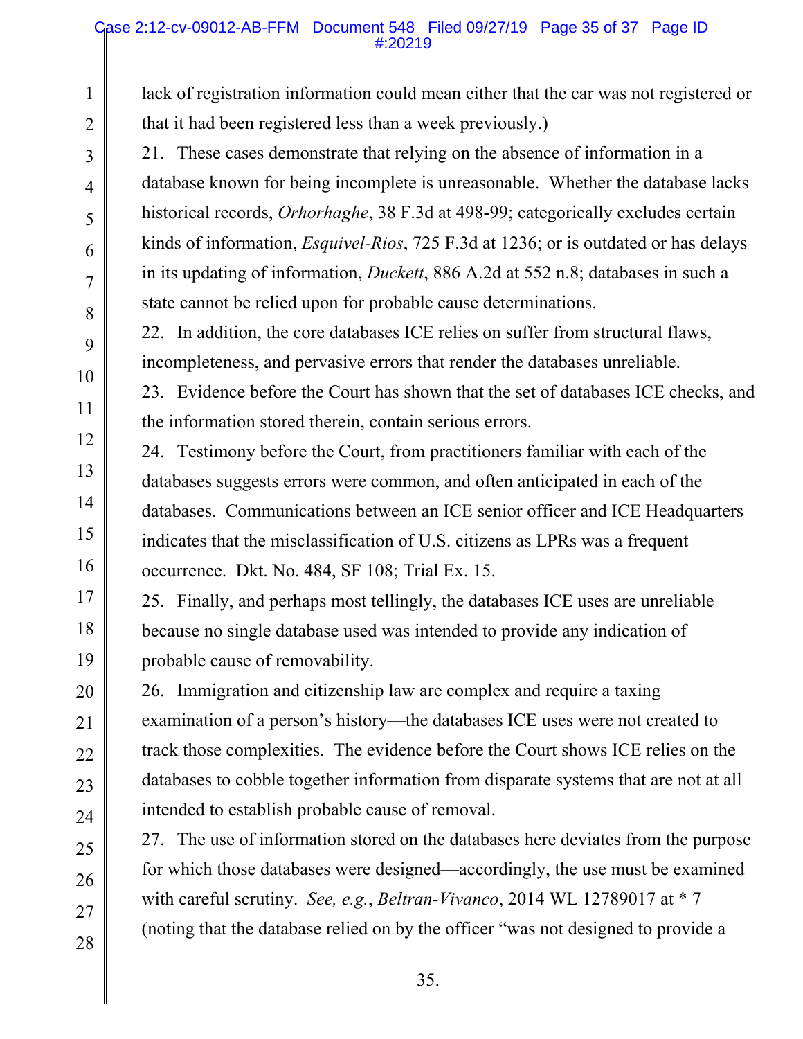lack of registration information could mean either that the car was not registered or that it had been registered less than a week previously.)

21. These cases demonstrate that relying on the absence of information in a database known for being incomplete is unreasonable. Whether the database lacks historical records, *Orhorhaghe*, 38 F.3d at 498-99; categorically excludes certain kinds of information, *Esquivel-Rios*, 725 F.3d at 1236; or is outdated or has delays in its updating of information, *Duckett*, 886 A.2d at 552 n.8; databases in such a state cannot be relied upon for probable cause determinations.

22. In addition, the core databases ICE relies on suffer from structural flaws, incompleteness, and pervasive errors that render the databases unreliable.

23. Evidence before the Court has shown that the set of databases ICE checks, and the information stored therein, contain serious errors.

24. Testimony before the Court, from practitioners familiar with each of the databases suggests errors were common, and often anticipated in each of the databases. Communications between an ICE senior officer and ICE Headquarters indicates that the misclassification of U.S. citizens as LPRs was a frequent occurrence. Dkt. No. 484, SF 108; Trial Ex. 15.

25. Finally, and perhaps most tellingly, the databases ICE uses are unreliable because no single database used was intended to provide any indication of probable cause of removability.

26. Immigration and citizenship law are complex and require a taxing examination of a person's history—the databases ICE uses were not created to track those complexities. The evidence before the Court shows ICE relies on the databases to cobble together information from disparate systems that are not at all intended to establish probable cause of removal.

27. The use of information stored on the databases here deviates from the purpose for which those databases were designed—accordingly, the use must be examined with careful scrutiny. *See, e.g.*, *Beltran-Vivanco*, 2014 WL 12789017 at * 7 (noting that the database relied on by the officer "was not designed to provide a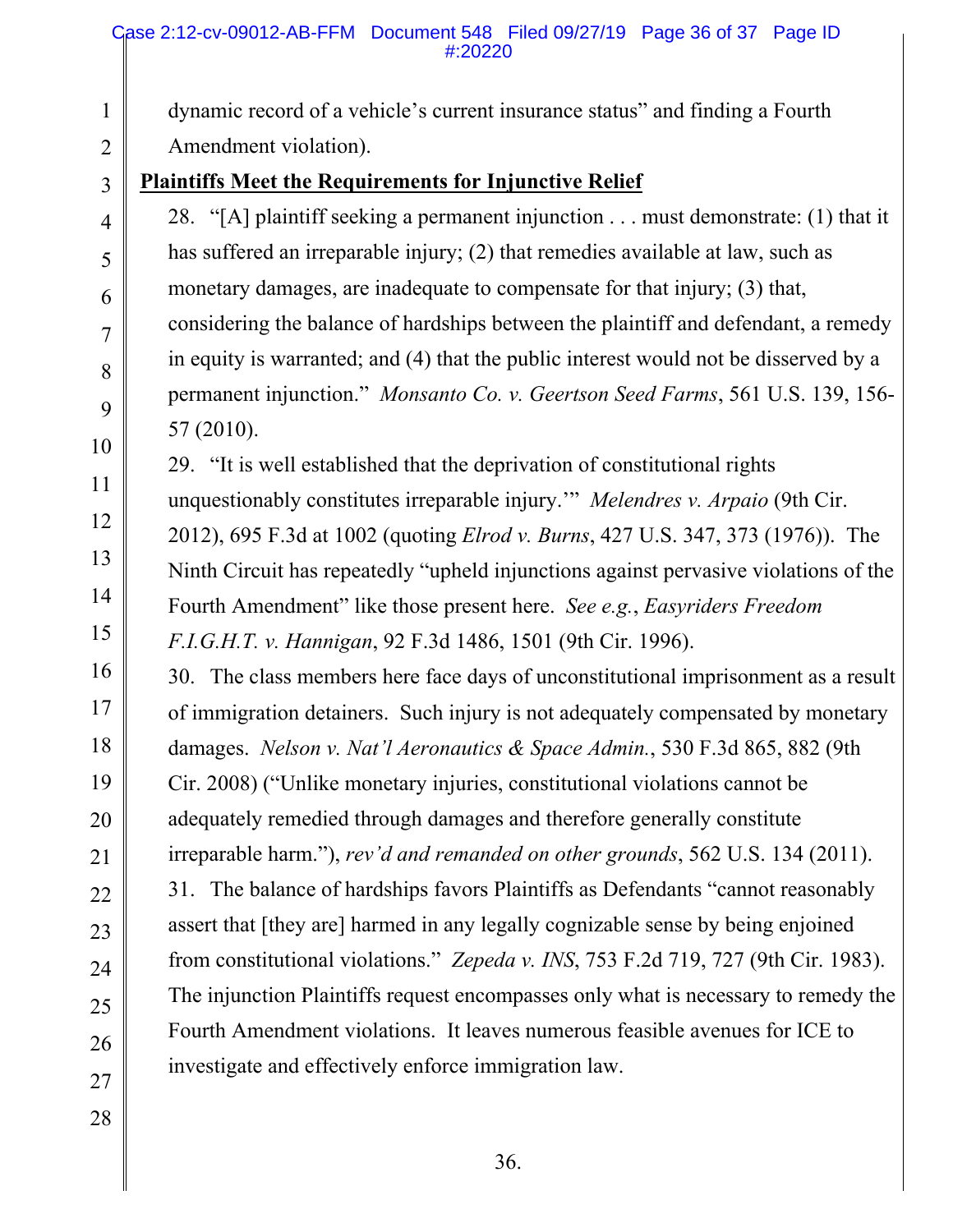dynamic record of a vehicle's current insurance status" and finding a Fourth Amendment violation).

**Plaintiffs Meet the Requirements for Injunctive Relief**

28. "[A] plaintiff seeking a permanent injunction . . . must demonstrate: (1) that it has suffered an irreparable injury; (2) that remedies available at law, such as monetary damages, are inadequate to compensate for that injury; (3) that, considering the balance of hardships between the plaintiff and defendant, a remedy in equity is warranted; and (4) that the public interest would not be disserved by a permanent injunction." *Monsanto Co. v. Geertson Seed Farms*, 561 U.S. 139, 156-57 (2010).

29. "It is well established that the deprivation of constitutional rights unquestionably constitutes irreparable injury.'" *Melendres v. Arpaio* (9th Cir. 2012), 695 F.3d at 1002 (quoting *Elrod v. Burns*, 427 U.S. 347, 373 (1976)). The Ninth Circuit has repeatedly "upheld injunctions against pervasive violations of the Fourth Amendment" like those present here. *See e.g.*, *Easyriders Freedom F.I.G.H.T. v. Hannigan*, 92 F.3d 1486, 1501 (9th Cir. 1996).

30. The class members here face days of unconstitutional imprisonment as a result of immigration detainers. Such injury is not adequately compensated by monetary damages. *Nelson v. Nat'l Aeronautics & Space Admin.*, 530 F.3d 865, 882 (9th Cir. 2008) ("Unlike monetary injuries, constitutional violations cannot be adequately remedied through damages and therefore generally constitute irreparable harm."), *rev'd and remanded on other grounds*, 562 U.S. 134 (2011).

31. The balance of hardships favors Plaintiffs as Defendants "cannot reasonably assert that [they are] harmed in any legally cognizable sense by being enjoined from constitutional violations." *Zepeda v. INS*, 753 F.2d 719, 727 (9th Cir. 1983). The injunction Plaintiffs request encompasses only what is necessary to remedy the Fourth Amendment violations. It leaves numerous feasible avenues for ICE to investigate and effectively enforce immigration law.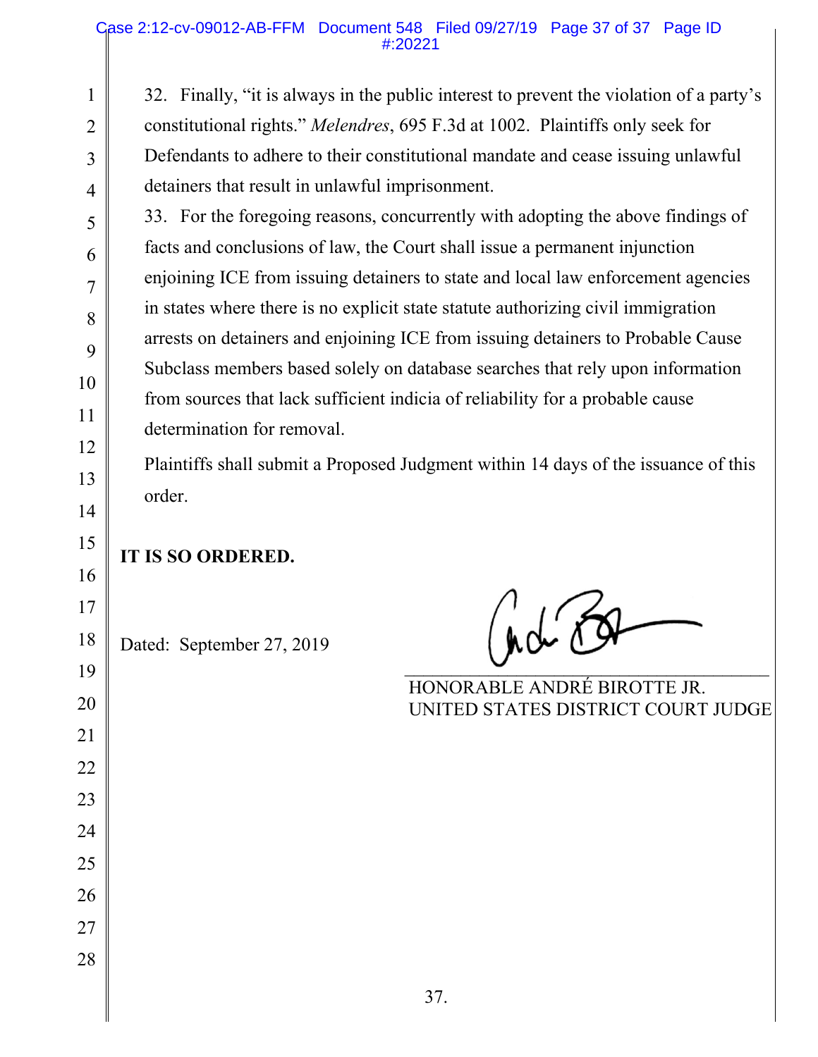32. Finally, "it is always in the public interest to prevent the violation of a party's constitutional rights." *Melendres*, 695 F.3d at 1002. Plaintiffs only seek for Defendants to adhere to their constitutional mandate and cease issuing unlawful detainers that result in unlawful imprisonment.

33. For the foregoing reasons, concurrently with adopting the above findings of facts and conclusions of law, the Court shall issue a permanent injunction enjoining ICE from issuing detainers to state and local law enforcement agencies in states where there is no explicit state statute authorizing civil immigration arrests on detainers and enjoining ICE from issuing detainers to Probable Cause Subclass members based solely on database searches that rely upon information from sources that lack sufficient indicia of reliability for a probable cause determination for removal.

Plaintiffs shall submit a Proposed Judgment within 14 days of the issuance of this order.

**IT IS SO ORDERED.**

Dated: September 27, 2019

HONORABLE ANDRÉ BIROTTE JR.
UNITED STATES DISTRICT COURT JUDGE